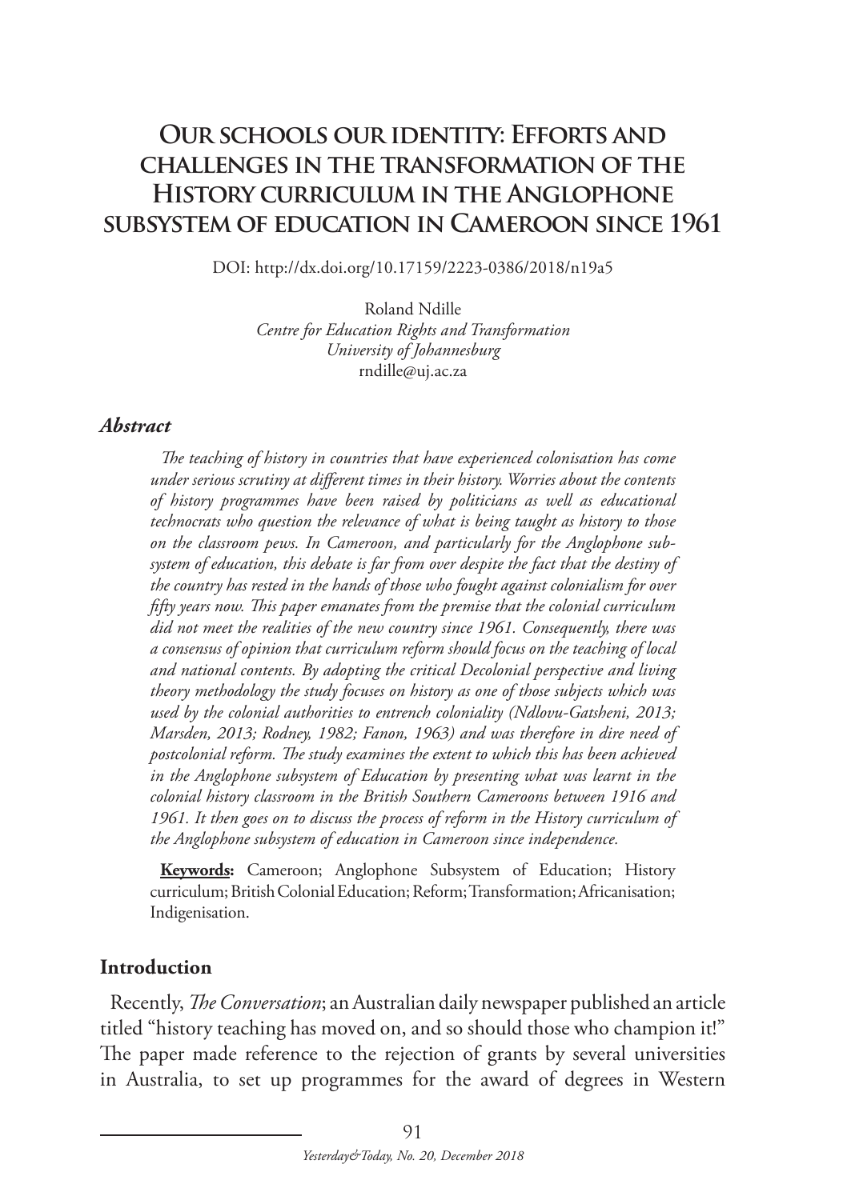# Our schools our identity: Efforts and challenges in the transformation of the History curriculum in the Anglophone subsystem of education in Cameroon since 1961

DOI: http://dx.doi.org/10.17159/2223-0386/2018/n19a5

Roland Ndille
*Centre for Education Rights and Transformation*
*University of Johannesburg*
rndille@uj.ac.za

## *Abstract*

*The teaching of history in countries that have experienced colonisation has come under serious scrutiny at different times in their history. Worries about the contents of history programmes have been raised by politicians as well as educational technocrats who question the relevance of what is being taught as history to those on the classroom pews. In Cameroon, and particularly for the Anglophone sub-system of education, this debate is far from over despite the fact that the destiny of the country has rested in the hands of those who fought against colonialism for over fifty years now. This paper emanates from the premise that the colonial curriculum did not meet the realities of the new country since 1961. Consequently, there was a consensus of opinion that curriculum reform should focus on the teaching of local and national contents. By adopting the critical Decolonial perspective and living theory methodology the study focuses on history as one of those subjects which was used by the colonial authorities to entrench coloniality (Ndlovu-Gatsheni, 2013; Marsden, 2013; Rodney, 1982; Fanon, 1963) and was therefore in dire need of postcolonial reform. The study examines the extent to which this has been achieved in the Anglophone subsystem of Education by presenting what was learnt in the colonial history classroom in the British Southern Cameroons between 1916 and 1961. It then goes on to discuss the process of reform in the History curriculum of the Anglophone subsystem of education in Cameroon since independence.*

**Keywords:** Cameroon; Anglophone Subsystem of Education; History curriculum; British Colonial Education; Reform; Transformation; Africanisation; Indigenisation.

## Introduction

Recently, *The Conversation*; an Australian daily newspaper published an article titled "history teaching has moved on, and so should those who champion it!" The paper made reference to the rejection of grants by several universities in Australia, to set up programmes for the award of degrees in Western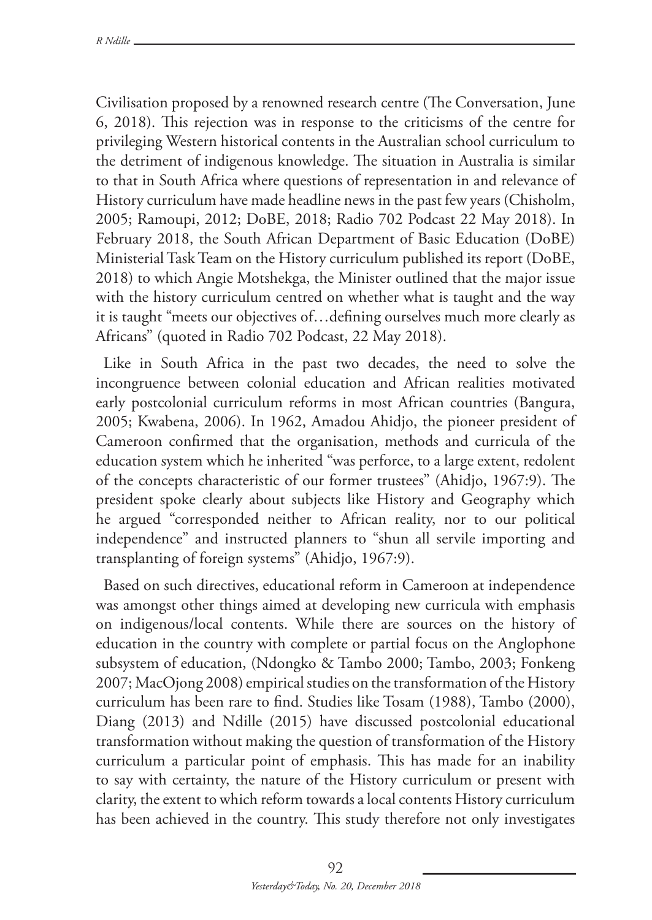Civilisation proposed by a renowned research centre (The Conversation, June 6, 2018). This rejection was in response to the criticisms of the centre for privileging Western historical contents in the Australian school curriculum to the detriment of indigenous knowledge. The situation in Australia is similar to that in South Africa where questions of representation in and relevance of History curriculum have made headline news in the past few years (Chisholm, 2005; Ramoupi, 2012; DoBE, 2018; Radio 702 Podcast 22 May 2018). In February 2018, the South African Department of Basic Education (DoBE) Ministerial Task Team on the History curriculum published its report (DoBE, 2018) to which Angie Motshekga, the Minister outlined that the major issue with the history curriculum centred on whether what is taught and the way it is taught "meets our objectives of…defining ourselves much more clearly as Africans" (quoted in Radio 702 Podcast, 22 May 2018).

Like in South Africa in the past two decades, the need to solve the incongruence between colonial education and African realities motivated early postcolonial curriculum reforms in most African countries (Bangura, 2005; Kwabena, 2006). In 1962, Amadou Ahidjo, the pioneer president of Cameroon confirmed that the organisation, methods and curricula of the education system which he inherited "was perforce, to a large extent, redolent of the concepts characteristic of our former trustees" (Ahidjo, 1967:9). The president spoke clearly about subjects like History and Geography which he argued "corresponded neither to African reality, nor to our political independence" and instructed planners to "shun all servile importing and transplanting of foreign systems" (Ahidjo, 1967:9).

Based on such directives, educational reform in Cameroon at independence was amongst other things aimed at developing new curricula with emphasis on indigenous/local contents. While there are sources on the history of education in the country with complete or partial focus on the Anglophone subsystem of education, (Ndongko & Tambo 2000; Tambo, 2003; Fonkeng 2007; MacOjong 2008) empirical studies on the transformation of the History curriculum has been rare to find. Studies like Tosam (1988), Tambo (2000), Diang (2013) and Ndille (2015) have discussed postcolonial educational transformation without making the question of transformation of the History curriculum a particular point of emphasis. This has made for an inability to say with certainty, the nature of the History curriculum or present with clarity, the extent to which reform towards a local contents History curriculum has been achieved in the country. This study therefore not only investigates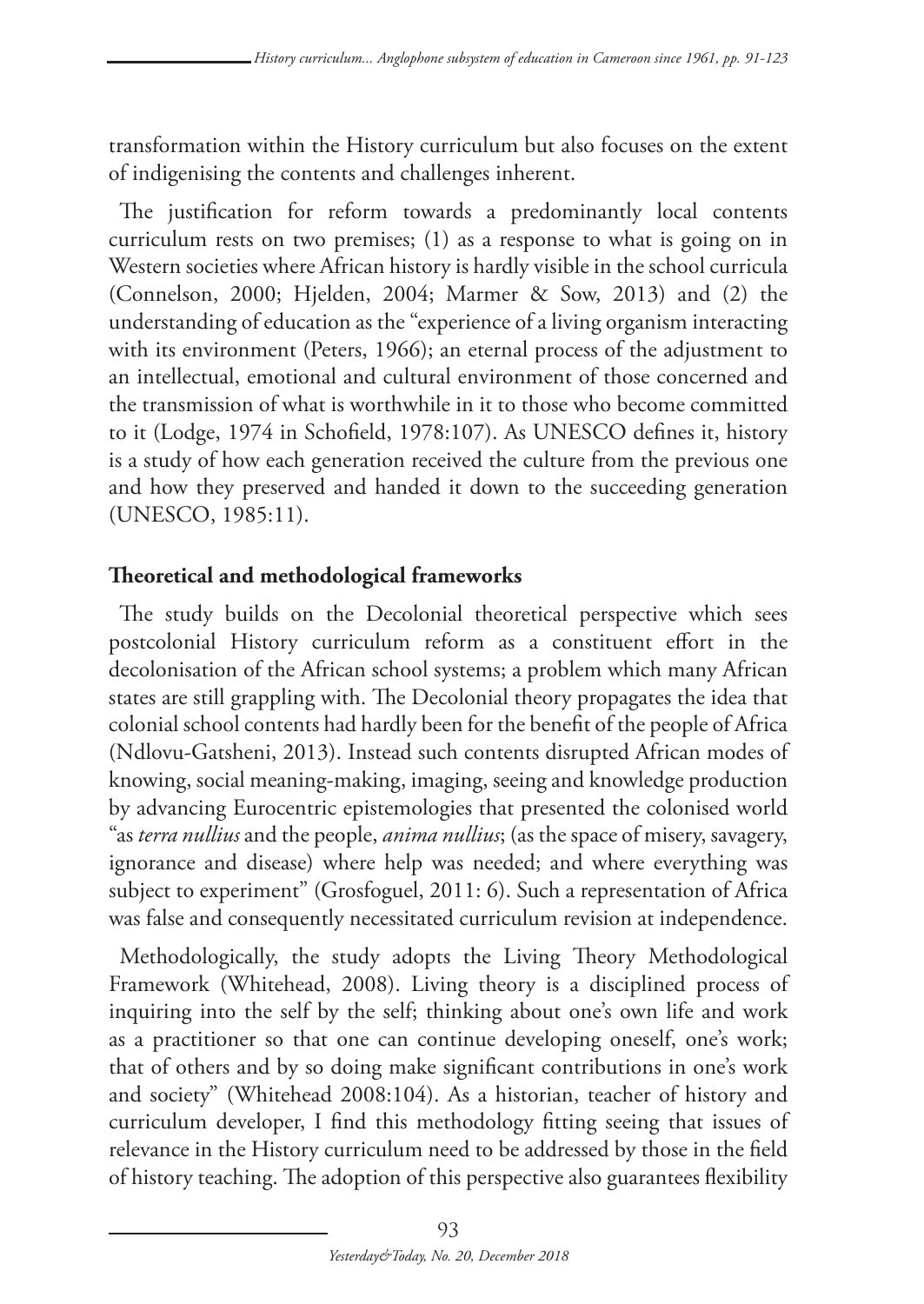transformation within the History curriculum but also focuses on the extent of indigenising the contents and challenges inherent.

The justification for reform towards a predominantly local contents curriculum rests on two premises; (1) as a response to what is going on in Western societies where African history is hardly visible in the school curricula (Connelson, 2000; Hjelden, 2004; Marmer & Sow, 2013) and (2) the understanding of education as the "experience of a living organism interacting with its environment (Peters, 1966); an eternal process of the adjustment to an intellectual, emotional and cultural environment of those concerned and the transmission of what is worthwhile in it to those who become committed to it (Lodge, 1974 in Schofield, 1978:107). As UNESCO defines it, history is a study of how each generation received the culture from the previous one and how they preserved and handed it down to the succeeding generation (UNESCO, 1985:11).

## Theoretical and methodological frameworks

The study builds on the Decolonial theoretical perspective which sees postcolonial History curriculum reform as a constituent effort in the decolonisation of the African school systems; a problem which many African states are still grappling with. The Decolonial theory propagates the idea that colonial school contents had hardly been for the benefit of the people of Africa (Ndlovu-Gatsheni, 2013). Instead such contents disrupted African modes of knowing, social meaning-making, imaging, seeing and knowledge production by advancing Eurocentric epistemologies that presented the colonised world "as *terra nullius* and the people, *anima nullius*; (as the space of misery, savagery, ignorance and disease) where help was needed; and where everything was subject to experiment" (Grosfoguel, 2011: 6). Such a representation of Africa was false and consequently necessitated curriculum revision at independence.

Methodologically, the study adopts the Living Theory Methodological Framework (Whitehead, 2008). Living theory is a disciplined process of inquiring into the self by the self; thinking about one's own life and work as a practitioner so that one can continue developing oneself, one's work; that of others and by so doing make significant contributions in one's work and society" (Whitehead 2008:104). As a historian, teacher of history and curriculum developer, I find this methodology fitting seeing that issues of relevance in the History curriculum need to be addressed by those in the field of history teaching. The adoption of this perspective also guarantees flexibility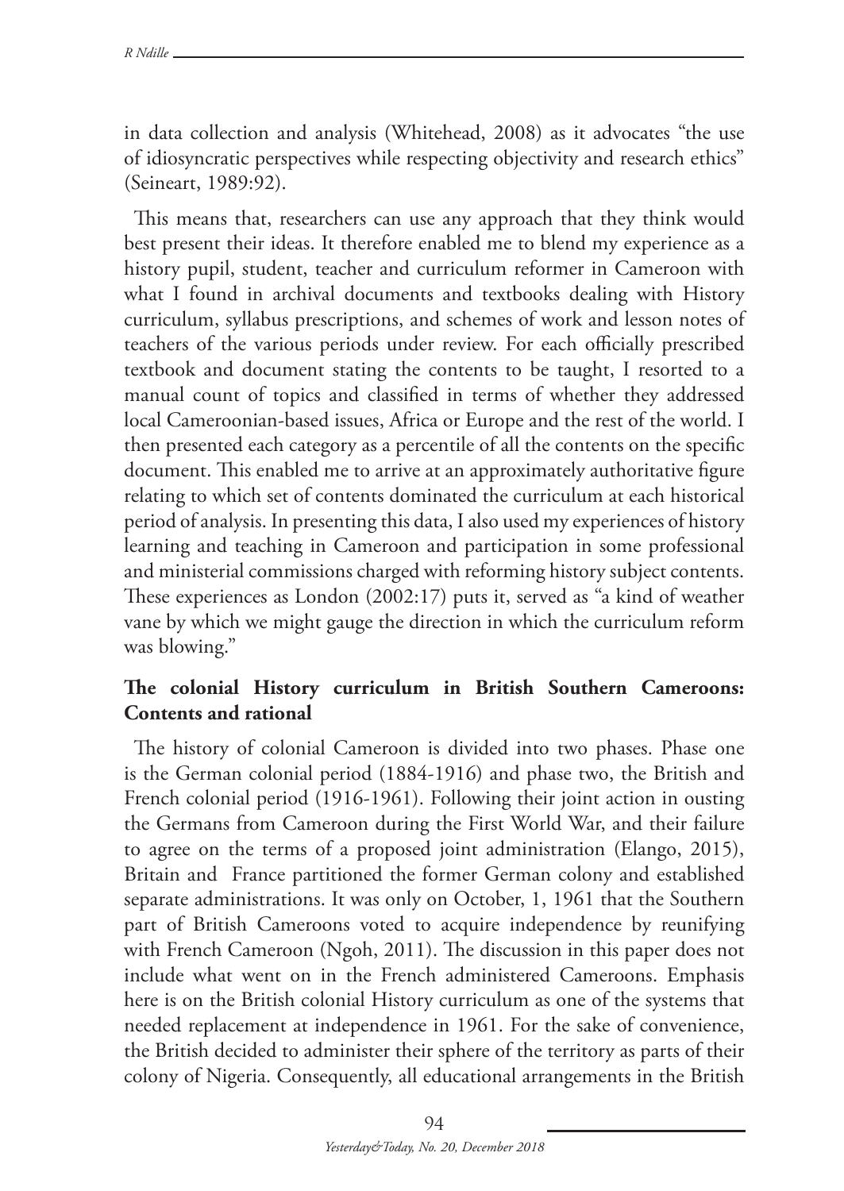in data collection and analysis (Whitehead, 2008) as it advocates "the use of idiosyncratic perspectives while respecting objectivity and research ethics" (Seineart, 1989:92).

This means that, researchers can use any approach that they think would best present their ideas. It therefore enabled me to blend my experience as a history pupil, student, teacher and curriculum reformer in Cameroon with what I found in archival documents and textbooks dealing with History curriculum, syllabus prescriptions, and schemes of work and lesson notes of teachers of the various periods under review. For each officially prescribed textbook and document stating the contents to be taught, I resorted to a manual count of topics and classified in terms of whether they addressed local Cameroonian-based issues, Africa or Europe and the rest of the world. I then presented each category as a percentile of all the contents on the specific document. This enabled me to arrive at an approximately authoritative figure relating to which set of contents dominated the curriculum at each historical period of analysis. In presenting this data, I also used my experiences of history learning and teaching in Cameroon and participation in some professional and ministerial commissions charged with reforming history subject contents. These experiences as London (2002:17) puts it, served as "a kind of weather vane by which we might gauge the direction in which the curriculum reform was blowing."

## The colonial History curriculum in British Southern Cameroons: Contents and rational

The history of colonial Cameroon is divided into two phases. Phase one is the German colonial period (1884-1916) and phase two, the British and French colonial period (1916-1961). Following their joint action in ousting the Germans from Cameroon during the First World War, and their failure to agree on the terms of a proposed joint administration (Elango, 2015), Britain and France partitioned the former German colony and established separate administrations. It was only on October, 1, 1961 that the Southern part of British Cameroons voted to acquire independence by reunifying with French Cameroon (Ngoh, 2011). The discussion in this paper does not include what went on in the French administered Cameroons. Emphasis here is on the British colonial History curriculum as one of the systems that needed replacement at independence in 1961. For the sake of convenience, the British decided to administer their sphere of the territory as parts of their colony of Nigeria. Consequently, all educational arrangements in the British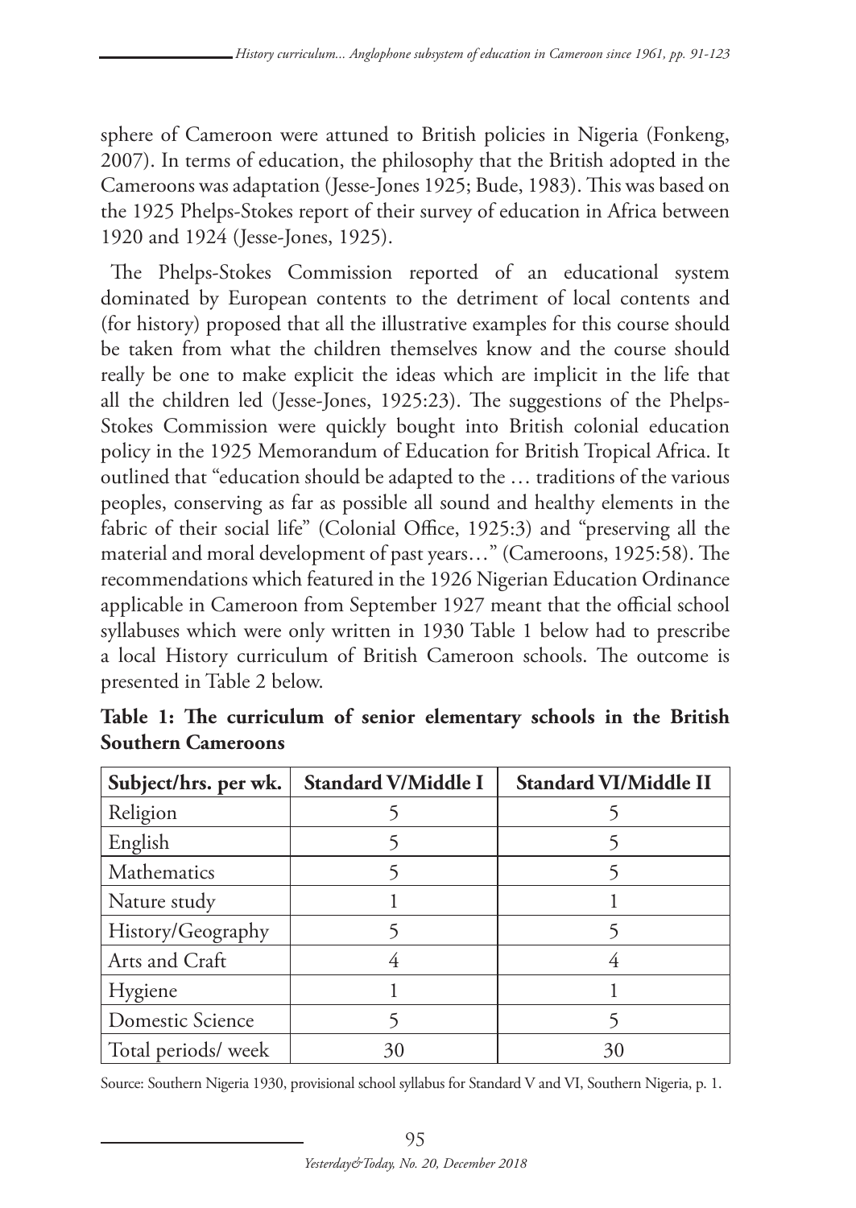sphere of Cameroon were attuned to British policies in Nigeria (Fonkeng, 2007). In terms of education, the philosophy that the British adopted in the Cameroons was adaptation (Jesse-Jones 1925; Bude, 1983). This was based on the 1925 Phelps-Stokes report of their survey of education in Africa between 1920 and 1924 (Jesse-Jones, 1925).

The Phelps-Stokes Commission reported of an educational system dominated by European contents to the detriment of local contents and (for history) proposed that all the illustrative examples for this course should be taken from what the children themselves know and the course should really be one to make explicit the ideas which are implicit in the life that all the children led (Jesse-Jones, 1925:23). The suggestions of the Phelps-Stokes Commission were quickly bought into British colonial education policy in the 1925 Memorandum of Education for British Tropical Africa. It outlined that "education should be adapted to the … traditions of the various peoples, conserving as far as possible all sound and healthy elements in the fabric of their social life" (Colonial Office, 1925:3) and "preserving all the material and moral development of past years…" (Cameroons, 1925:58). The recommendations which featured in the 1926 Nigerian Education Ordinance applicable in Cameroon from September 1927 meant that the official school syllabuses which were only written in 1930 Table 1 below had to prescribe a local History curriculum of British Cameroon schools. The outcome is presented in Table 2 below.

**Table 1: The curriculum of senior elementary schools in the British Southern Cameroons**

| Subject/hrs. per wk. | Standard V/Middle I | Standard VI/Middle II |
|---|---|---|
| Religion | 5 | 5 |
| English | 5 | 5 |
| Mathematics | 5 | 5 |
| Nature study | 1 | 1 |
| History/Geography | 5 | 5 |
| Arts and Craft | 4 | 4 |
| Hygiene | 1 | 1 |
| Domestic Science | 5 | 5 |
| Total periods/ week | 30 | 30 |

Source: Southern Nigeria 1930, provisional school syllabus for Standard V and VI, Southern Nigeria, p. 1.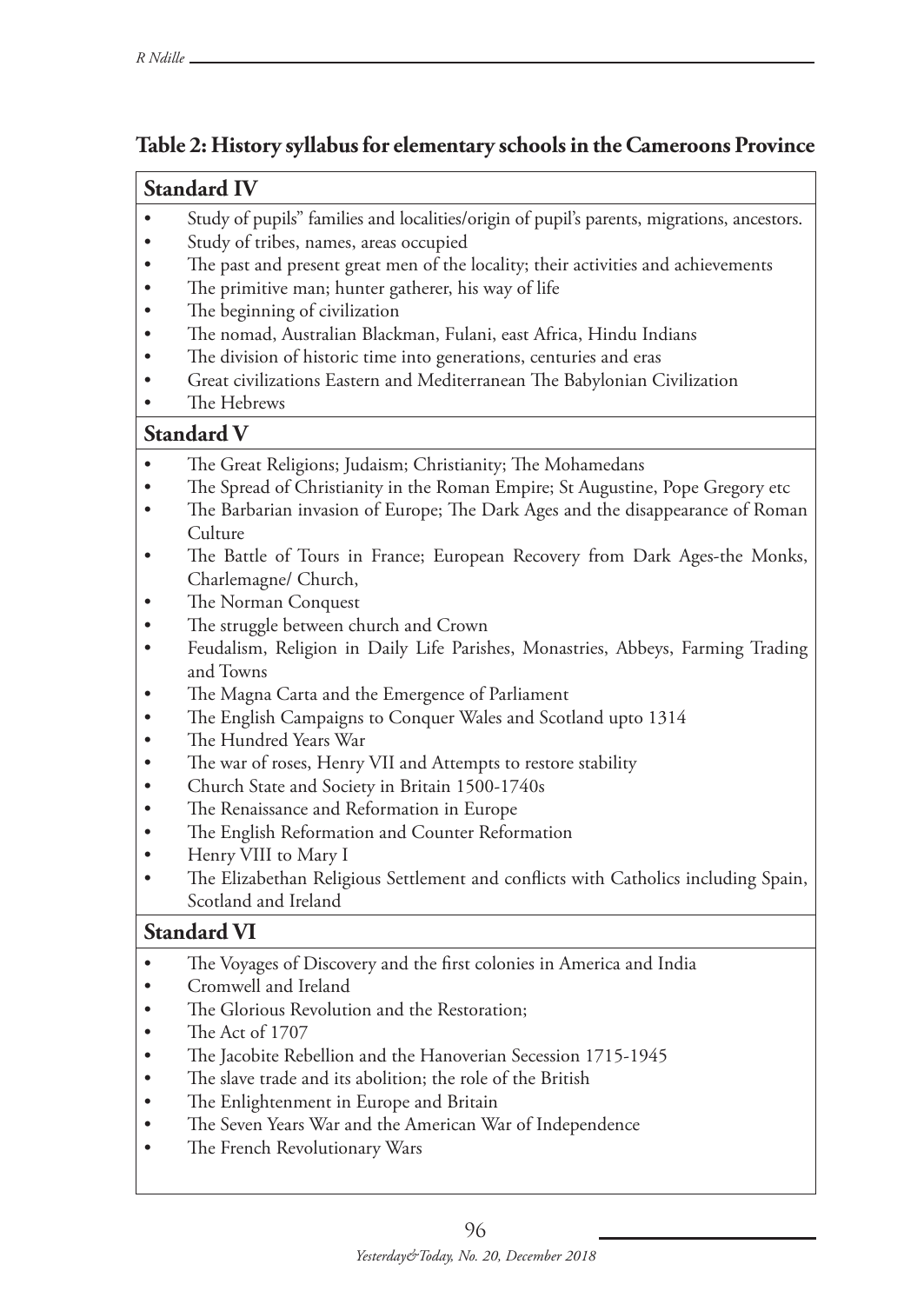**Table 2: History syllabus for elementary schools in the Cameroons Province**

| **Standard IV** |
|---|
| • Study of pupils" families and localities/origin of pupil's parents, migrations, ancestors.<br>• Study of tribes, names, areas occupied<br>• The past and present great men of the locality; their activities and achievements<br>• The primitive man; hunter gatherer, his way of life<br>• The beginning of civilization<br>• The nomad, Australian Blackman, Fulani, east Africa, Hindu Indians<br>• The division of historic time into generations, centuries and eras<br>• Great civilizations Eastern and Mediterranean The Babylonian Civilization<br>• The Hebrews |
| **Standard V** |
| • The Great Religions; Judaism; Christianity; The Mohamedans<br>• The Spread of Christianity in the Roman Empire; St Augustine, Pope Gregory etc<br>• The Barbarian invasion of Europe; The Dark Ages and the disappearance of Roman Culture<br>• The Battle of Tours in France; European Recovery from Dark Ages-the Monks, Charlemagne/ Church,<br>• The Norman Conquest<br>• The struggle between church and Crown<br>• Feudalism, Religion in Daily Life Parishes, Monastries, Abbeys, Farming Trading and Towns<br>• The Magna Carta and the Emergence of Parliament<br>• The English Campaigns to Conquer Wales and Scotland upto 1314<br>• The Hundred Years War<br>• The war of roses, Henry VII and Attempts to restore stability<br>• Church State and Society in Britain 1500-1740s<br>• The Renaissance and Reformation in Europe<br>• The English Reformation and Counter Reformation<br>• Henry VIII to Mary I<br>• The Elizabethan Religious Settlement and conflicts with Catholics including Spain, Scotland and Ireland |
| **Standard VI** |
| • The Voyages of Discovery and the first colonies in America and India<br>• Cromwell and Ireland<br>• The Glorious Revolution and the Restoration;<br>• The Act of 1707<br>• The Jacobite Rebellion and the Hanoverian Secession 1715-1945<br>• The slave trade and its abolition; the role of the British<br>• The Enlightenment in Europe and Britain<br>• The Seven Years War and the American War of Independence<br>• The French Revolutionary Wars |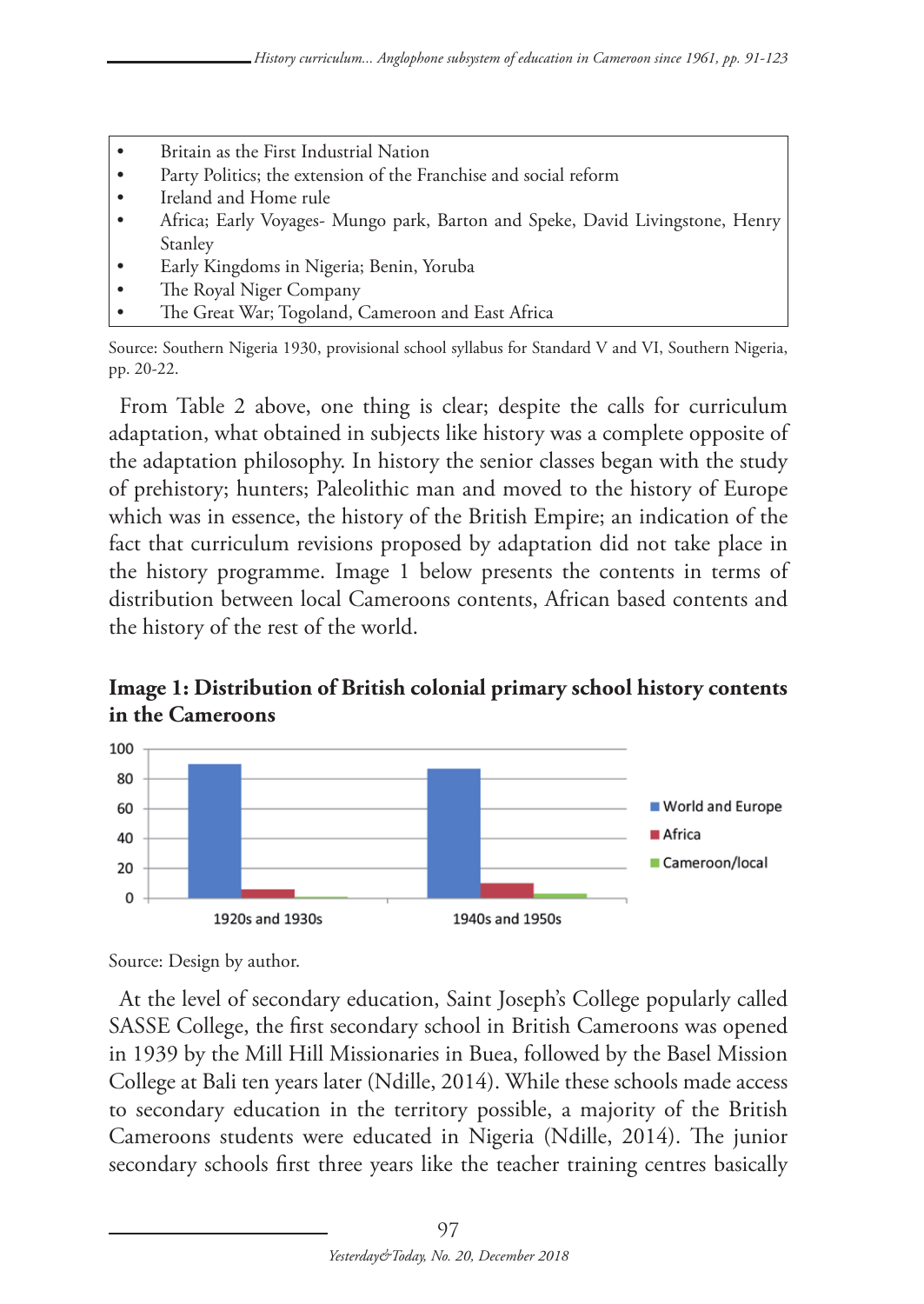- Britain as the First Industrial Nation
- Party Politics; the extension of the Franchise and social reform
- Ireland and Home rule
- Africa; Early Voyages- Mungo park, Barton and Speke, David Livingstone, Henry Stanley
- Early Kingdoms in Nigeria; Benin, Yoruba
- The Royal Niger Company
- The Great War; Togoland, Cameroon and East Africa

Source: Southern Nigeria 1930, provisional school syllabus for Standard V and VI, Southern Nigeria, pp. 20-22.

From Table 2 above, one thing is clear; despite the calls for curriculum adaptation, what obtained in subjects like history was a complete opposite of the adaptation philosophy. In history the senior classes began with the study of prehistory; hunters; Paleolithic man and moved to the history of Europe which was in essence, the history of the British Empire; an indication of the fact that curriculum revisions proposed by adaptation did not take place in the history programme. Image 1 below presents the contents in terms of distribution between local Cameroons contents, African based contents and the history of the rest of the world.

**Image 1: Distribution of British colonial primary school history contents in the Cameroons**

Source: Design by author.

At the level of secondary education, Saint Joseph's College popularly called SASSE College, the first secondary school in British Cameroons was opened in 1939 by the Mill Hill Missionaries in Buea, followed by the Basel Mission College at Bali ten years later (Ndille, 2014). While these schools made access to secondary education in the territory possible, a majority of the British Cameroons students were educated in Nigeria (Ndille, 2014). The junior secondary schools first three years like the teacher training centres basically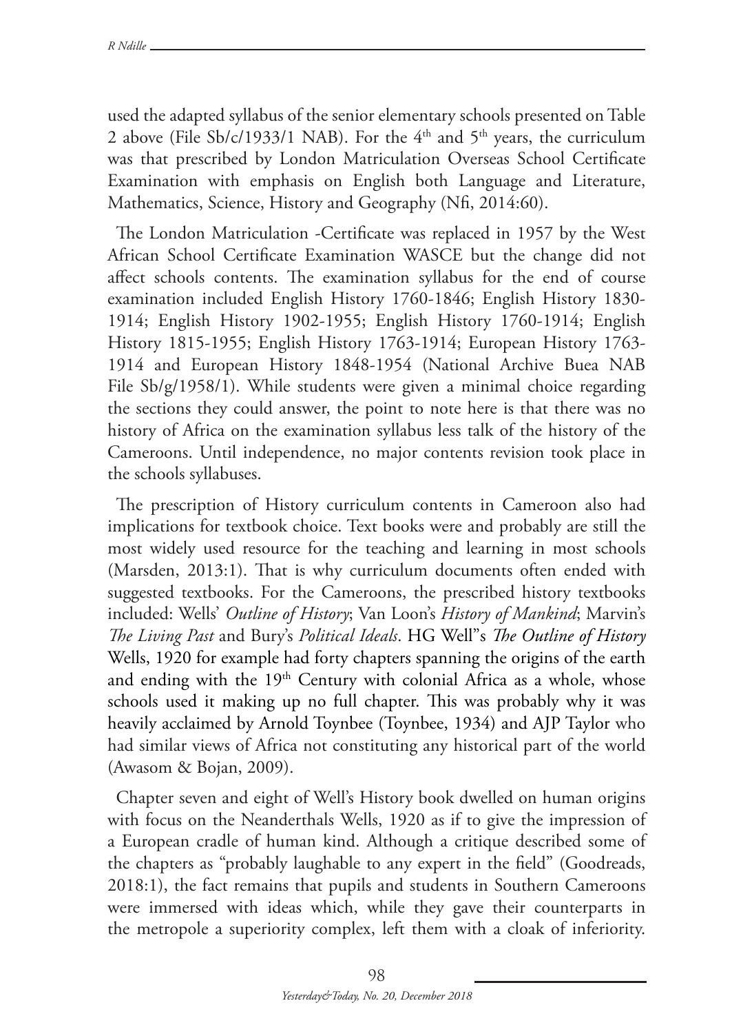used the adapted syllabus of the senior elementary schools presented on Table 2 above (File Sb/c/1933/1 NAB). For the 4th and 5th years, the curriculum was that prescribed by London Matriculation Overseas School Certificate Examination with emphasis on English both Language and Literature, Mathematics, Science, History and Geography (Nfi, 2014:60).

The London Matriculation -Certificate was replaced in 1957 by the West African School Certificate Examination WASCE but the change did not affect schools contents. The examination syllabus for the end of course examination included English History 1760-1846; English History 1830-1914; English History 1902-1955; English History 1760-1914; English History 1815-1955; English History 1763-1914; European History 1763-1914 and European History 1848-1954 (National Archive Buea NAB File Sb/g/1958/1). While students were given a minimal choice regarding the sections they could answer, the point to note here is that there was no history of Africa on the examination syllabus less talk of the history of the Cameroons. Until independence, no major contents revision took place in the schools syllabuses.

The prescription of History curriculum contents in Cameroon also had implications for textbook choice. Text books were and probably are still the most widely used resource for the teaching and learning in most schools (Marsden, 2013:1). That is why curriculum documents often ended with suggested textbooks. For the Cameroons, the prescribed history textbooks included: Wells' *Outline of History*; Van Loon's *History of Mankind*; Marvin's *The Living Past* and Bury's *Political Ideals*. HG Well"s *The Outline of History* Wells, 1920 for example had forty chapters spanning the origins of the earth and ending with the 19th Century with colonial Africa as a whole, whose schools used it making up no full chapter. This was probably why it was heavily acclaimed by Arnold Toynbee (Toynbee, 1934) and AJP Taylor who had similar views of Africa not constituting any historical part of the world (Awasom & Bojan, 2009).

Chapter seven and eight of Well's History book dwelled on human origins with focus on the Neanderthals Wells, 1920 as if to give the impression of a European cradle of human kind. Although a critique described some of the chapters as "probably laughable to any expert in the field" (Goodreads, 2018:1), the fact remains that pupils and students in Southern Cameroons were immersed with ideas which, while they gave their counterparts in the metropole a superiority complex, left them with a cloak of inferiority.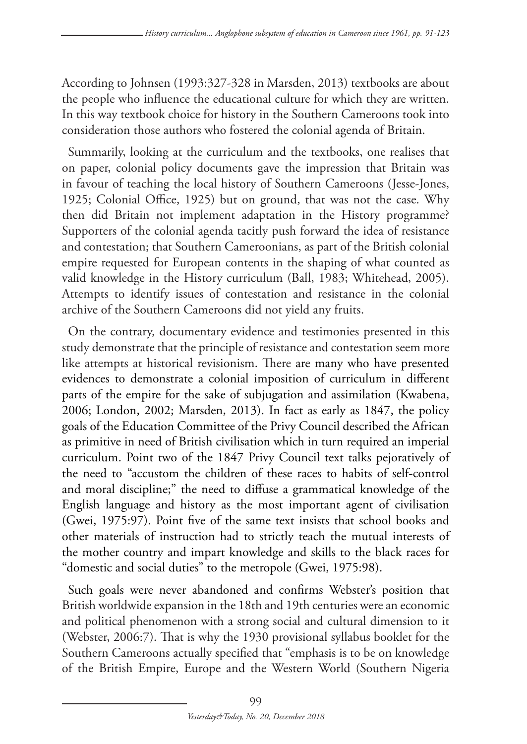According to Johnsen (1993:327-328 in Marsden, 2013) textbooks are about the people who influence the educational culture for which they are written. In this way textbook choice for history in the Southern Cameroons took into consideration those authors who fostered the colonial agenda of Britain.

Summarily, looking at the curriculum and the textbooks, one realises that on paper, colonial policy documents gave the impression that Britain was in favour of teaching the local history of Southern Cameroons (Jesse-Jones, 1925; Colonial Office, 1925) but on ground, that was not the case. Why then did Britain not implement adaptation in the History programme? Supporters of the colonial agenda tacitly push forward the idea of resistance and contestation; that Southern Cameroonians, as part of the British colonial empire requested for European contents in the shaping of what counted as valid knowledge in the History curriculum (Ball, 1983; Whitehead, 2005). Attempts to identify issues of contestation and resistance in the colonial archive of the Southern Cameroons did not yield any fruits.

On the contrary, documentary evidence and testimonies presented in this study demonstrate that the principle of resistance and contestation seem more like attempts at historical revisionism. There are many who have presented evidences to demonstrate a colonial imposition of curriculum in different parts of the empire for the sake of subjugation and assimilation (Kwabena, 2006; London, 2002; Marsden, 2013). In fact as early as 1847, the policy goals of the Education Committee of the Privy Council described the African as primitive in need of British civilisation which in turn required an imperial curriculum. Point two of the 1847 Privy Council text talks pejoratively of the need to "accustom the children of these races to habits of self-control and moral discipline;" the need to diffuse a grammatical knowledge of the English language and history as the most important agent of civilisation (Gwei, 1975:97). Point five of the same text insists that school books and other materials of instruction had to strictly teach the mutual interests of the mother country and impart knowledge and skills to the black races for "domestic and social duties" to the metropole (Gwei, 1975:98).

Such goals were never abandoned and confirms Webster's position that British worldwide expansion in the 18th and 19th centuries were an economic and political phenomenon with a strong social and cultural dimension to it (Webster, 2006:7). That is why the 1930 provisional syllabus booklet for the Southern Cameroons actually specified that "emphasis is to be on knowledge of the British Empire, Europe and the Western World (Southern Nigeria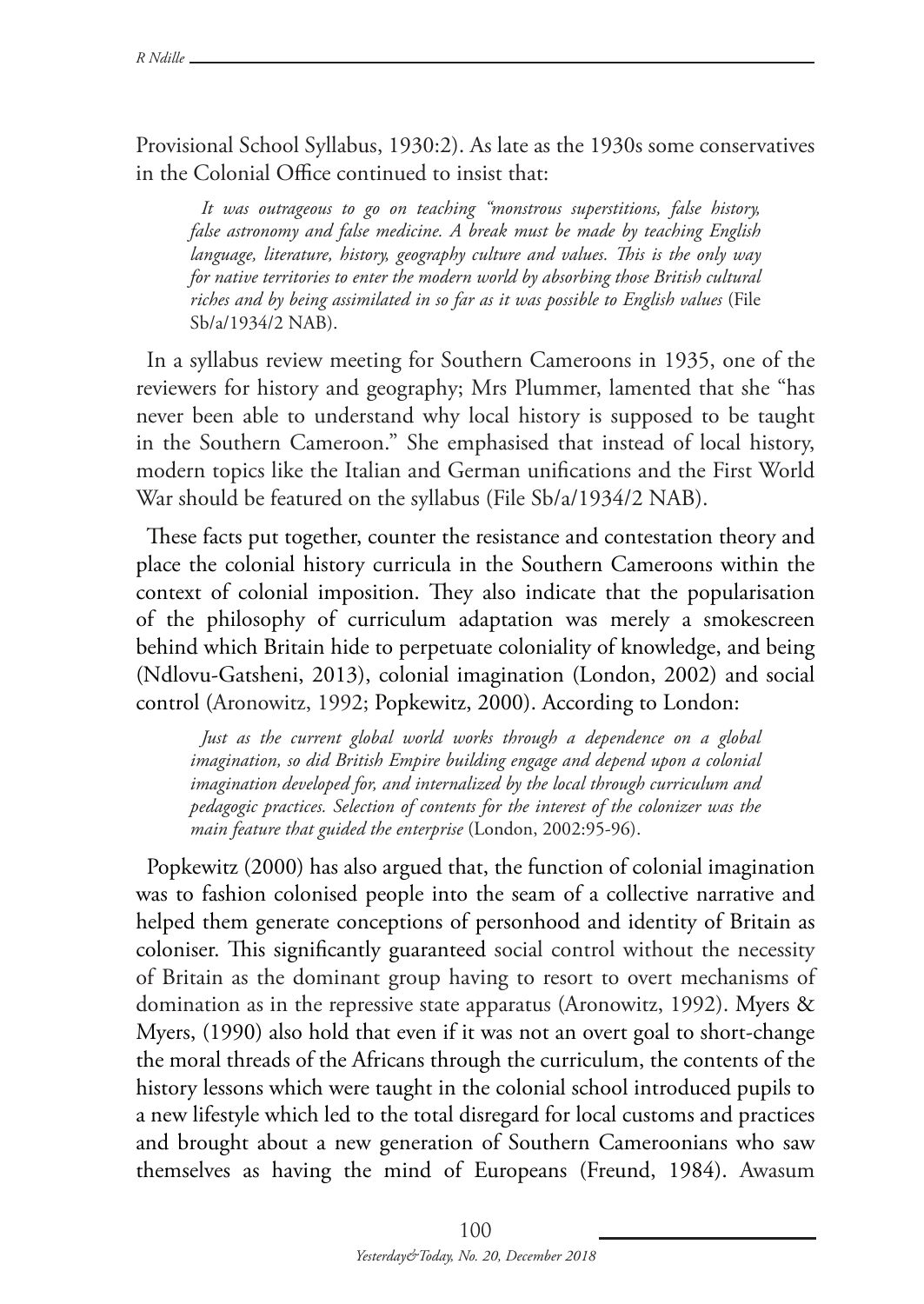Provisional School Syllabus, 1930:2). As late as the 1930s some conservatives in the Colonial Office continued to insist that:

> *It was outrageous to go on teaching "monstrous superstitions, false history, false astronomy and false medicine. A break must be made by teaching English language, literature, history, geography culture and values. This is the only way for native territories to enter the modern world by absorbing those British cultural riches and by being assimilated in so far as it was possible to English values* (File Sb/a/1934/2 NAB).

In a syllabus review meeting for Southern Cameroons in 1935, one of the reviewers for history and geography; Mrs Plummer, lamented that she "has never been able to understand why local history is supposed to be taught in the Southern Cameroon." She emphasised that instead of local history, modern topics like the Italian and German unifications and the First World War should be featured on the syllabus (File Sb/a/1934/2 NAB).

These facts put together, counter the resistance and contestation theory and place the colonial history curricula in the Southern Cameroons within the context of colonial imposition. They also indicate that the popularisation of the philosophy of curriculum adaptation was merely a smokescreen behind which Britain hide to perpetuate coloniality of knowledge, and being (Ndlovu-Gatsheni, 2013), colonial imagination (London, 2002) and social control (Aronowitz, 1992; Popkewitz, 2000). According to London:

> *Just as the current global world works through a dependence on a global imagination, so did British Empire building engage and depend upon a colonial imagination developed for, and internalized by the local through curriculum and pedagogic practices. Selection of contents for the interest of the colonizer was the main feature that guided the enterprise* (London, 2002:95-96).

Popkewitz (2000) has also argued that, the function of colonial imagination was to fashion colonised people into the seam of a collective narrative and helped them generate conceptions of personhood and identity of Britain as coloniser. This significantly guaranteed social control without the necessity of Britain as the dominant group having to resort to overt mechanisms of domination as in the repressive state apparatus (Aronowitz, 1992). Myers & Myers, (1990) also hold that even if it was not an overt goal to short-change the moral threads of the Africans through the curriculum, the contents of the history lessons which were taught in the colonial school introduced pupils to a new lifestyle which led to the total disregard for local customs and practices and brought about a new generation of Southern Cameroonians who saw themselves as having the mind of Europeans (Freund, 1984). Awasum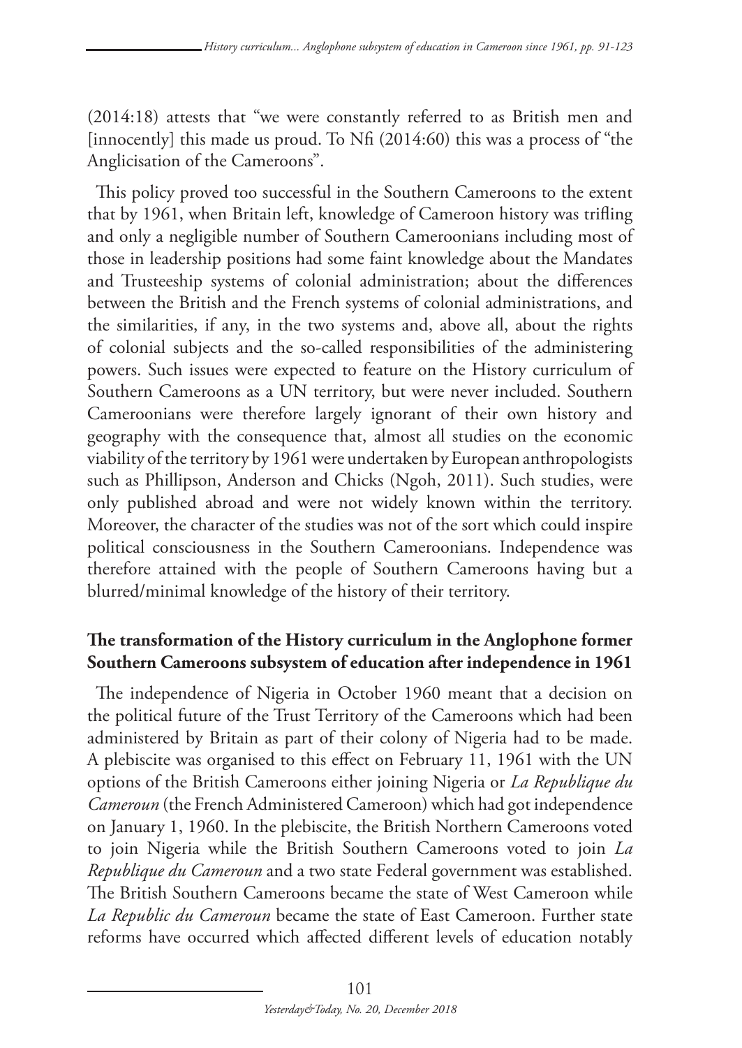(2014:18) attests that "we were constantly referred to as British men and [innocently] this made us proud. To Nfi (2014:60) this was a process of "the Anglicisation of the Cameroons".

This policy proved too successful in the Southern Cameroons to the extent that by 1961, when Britain left, knowledge of Cameroon history was trifling and only a negligible number of Southern Cameroonians including most of those in leadership positions had some faint knowledge about the Mandates and Trusteeship systems of colonial administration; about the differences between the British and the French systems of colonial administrations, and the similarities, if any, in the two systems and, above all, about the rights of colonial subjects and the so-called responsibilities of the administering powers. Such issues were expected to feature on the History curriculum of Southern Cameroons as a UN territory, but were never included. Southern Cameroonians were therefore largely ignorant of their own history and geography with the consequence that, almost all studies on the economic viability of the territory by 1961 were undertaken by European anthropologists such as Phillipson, Anderson and Chicks (Ngoh, 2011). Such studies, were only published abroad and were not widely known within the territory. Moreover, the character of the studies was not of the sort which could inspire political consciousness in the Southern Cameroonians. Independence was therefore attained with the people of Southern Cameroons having but a blurred/minimal knowledge of the history of their territory.

**The transformation of the History curriculum in the Anglophone former Southern Cameroons subsystem of education after independence in 1961**

The independence of Nigeria in October 1960 meant that a decision on the political future of the Trust Territory of the Cameroons which had been administered by Britain as part of their colony of Nigeria had to be made. A plebiscite was organised to this effect on February 11, 1961 with the UN options of the British Cameroons either joining Nigeria or *La Republique du Cameroun* (the French Administered Cameroon) which had got independence on January 1, 1960. In the plebiscite, the British Northern Cameroons voted to join Nigeria while the British Southern Cameroons voted to join *La Republique du Cameroun* and a two state Federal government was established. The British Southern Cameroons became the state of West Cameroon while *La Republic du Cameroun* became the state of East Cameroon. Further state reforms have occurred which affected different levels of education notably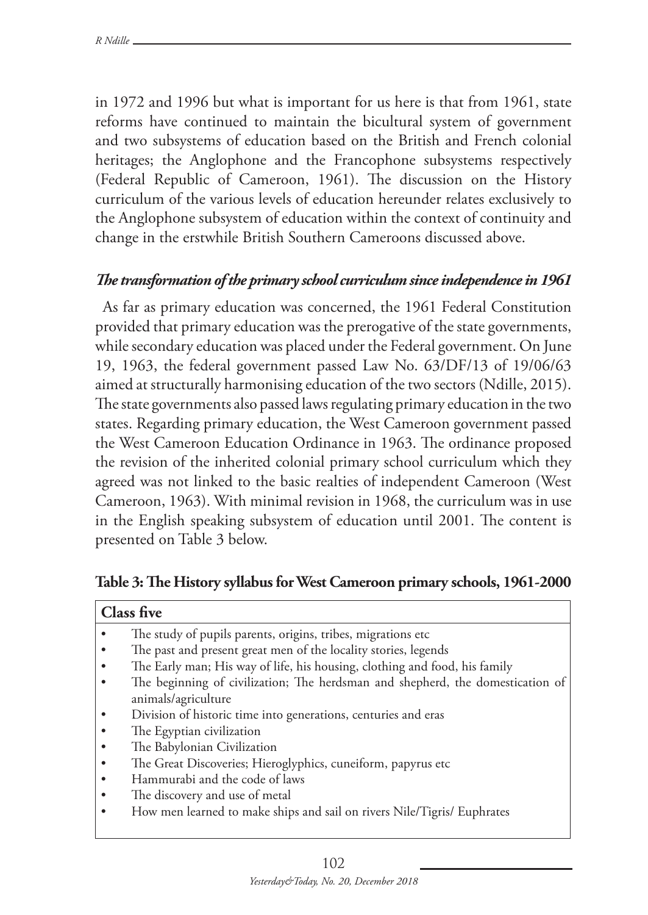in 1972 and 1996 but what is important for us here is that from 1961, state reforms have continued to maintain the bicultural system of government and two subsystems of education based on the British and French colonial heritages; the Anglophone and the Francophone subsystems respectively (Federal Republic of Cameroon, 1961). The discussion on the History curriculum of the various levels of education hereunder relates exclusively to the Anglophone subsystem of education within the context of continuity and change in the erstwhile British Southern Cameroons discussed above.

### *The transformation of the primary school curriculum since independence in 1961*

As far as primary education was concerned, the 1961 Federal Constitution provided that primary education was the prerogative of the state governments, while secondary education was placed under the Federal government. On June 19, 1963, the federal government passed Law No. 63/DF/13 of 19/06/63 aimed at structurally harmonising education of the two sectors (Ndille, 2015). The state governments also passed laws regulating primary education in the two states. Regarding primary education, the West Cameroon government passed the West Cameroon Education Ordinance in 1963. The ordinance proposed the revision of the inherited colonial primary school curriculum which they agreed was not linked to the basic realties of independent Cameroon (West Cameroon, 1963). With minimal revision in 1968, the curriculum was in use in the English speaking subsystem of education until 2001. The content is presented on Table 3 below.

**Table 3: The History syllabus for West Cameroon primary schools, 1961-2000**

| **Class five** |
|---|
| • The study of pupils parents, origins, tribes, migrations etc<br>• The past and present great men of the locality stories, legends<br>• The Early man; His way of life, his housing, clothing and food, his family<br>• The beginning of civilization; The herdsman and shepherd, the domestication of animals/agriculture<br>• Division of historic time into generations, centuries and eras<br>• The Egyptian civilization<br>• The Babylonian Civilization<br>• The Great Discoveries; Hieroglyphics, cuneiform, papyrus etc<br>• Hammurabi and the code of laws<br>• The discovery and use of metal<br>• How men learned to make ships and sail on rivers Nile/Tigris/ Euphrates |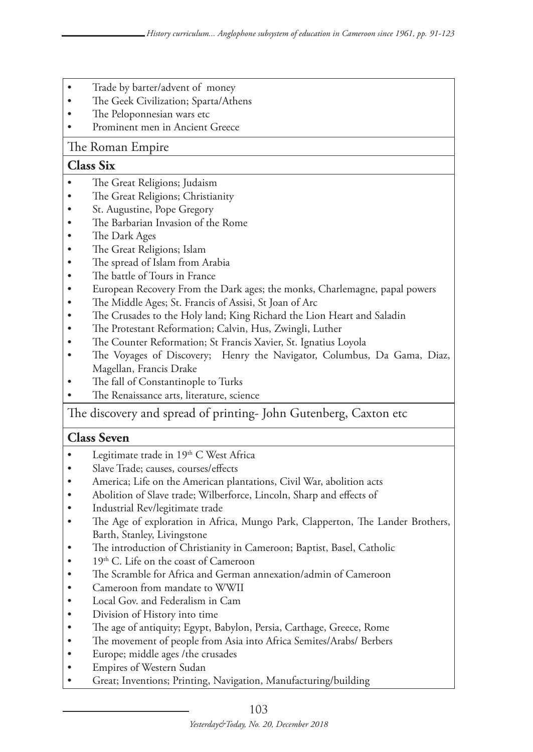- Trade by barter/advent of money
- The Geek Civilization; Sparta/Athens
- The Peloponnesian wars etc
- Prominent men in Ancient Greece

The Roman Empire

**Class Six**

- The Great Religions; Judaism
- The Great Religions; Christianity
- St. Augustine, Pope Gregory
- The Barbarian Invasion of the Rome
- The Dark Ages
- The Great Religions; Islam
- The spread of Islam from Arabia
- The battle of Tours in France
- European Recovery From the Dark ages; the monks, Charlemagne, papal powers
- The Middle Ages; St. Francis of Assisi, St Joan of Arc
- The Crusades to the Holy land; King Richard the Lion Heart and Saladin
- The Protestant Reformation; Calvin, Hus, Zwingli, Luther
- The Counter Reformation; St Francis Xavier, St. Ignatius Loyola
- The Voyages of Discovery; Henry the Navigator, Columbus, Da Gama, Diaz, Magellan, Francis Drake
- The fall of Constantinople to Turks
- The Renaissance arts, literature, science

The discovery and spread of printing- John Gutenberg, Caxton etc

**Class Seven**

- Legitimate trade in 19th C West Africa
- Slave Trade; causes, courses/effects
- America; Life on the American plantations, Civil War, abolition acts
- Abolition of Slave trade; Wilberforce, Lincoln, Sharp and effects of
- Industrial Rev/legitimate trade
- The Age of exploration in Africa, Mungo Park, Clapperton, The Lander Brothers, Barth, Stanley, Livingstone
- The introduction of Christianity in Cameroon; Baptist, Basel, Catholic
- 19th C. Life on the coast of Cameroon
- The Scramble for Africa and German annexation/admin of Cameroon
- Cameroon from mandate to WWII
- Local Gov. and Federalism in Cam
- Division of History into time
- The age of antiquity; Egypt, Babylon, Persia, Carthage, Greece, Rome
- The movement of people from Asia into Africa Semites/Arabs/ Berbers
- Europe; middle ages /the crusades
- Empires of Western Sudan
- Great; Inventions; Printing, Navigation, Manufacturing/building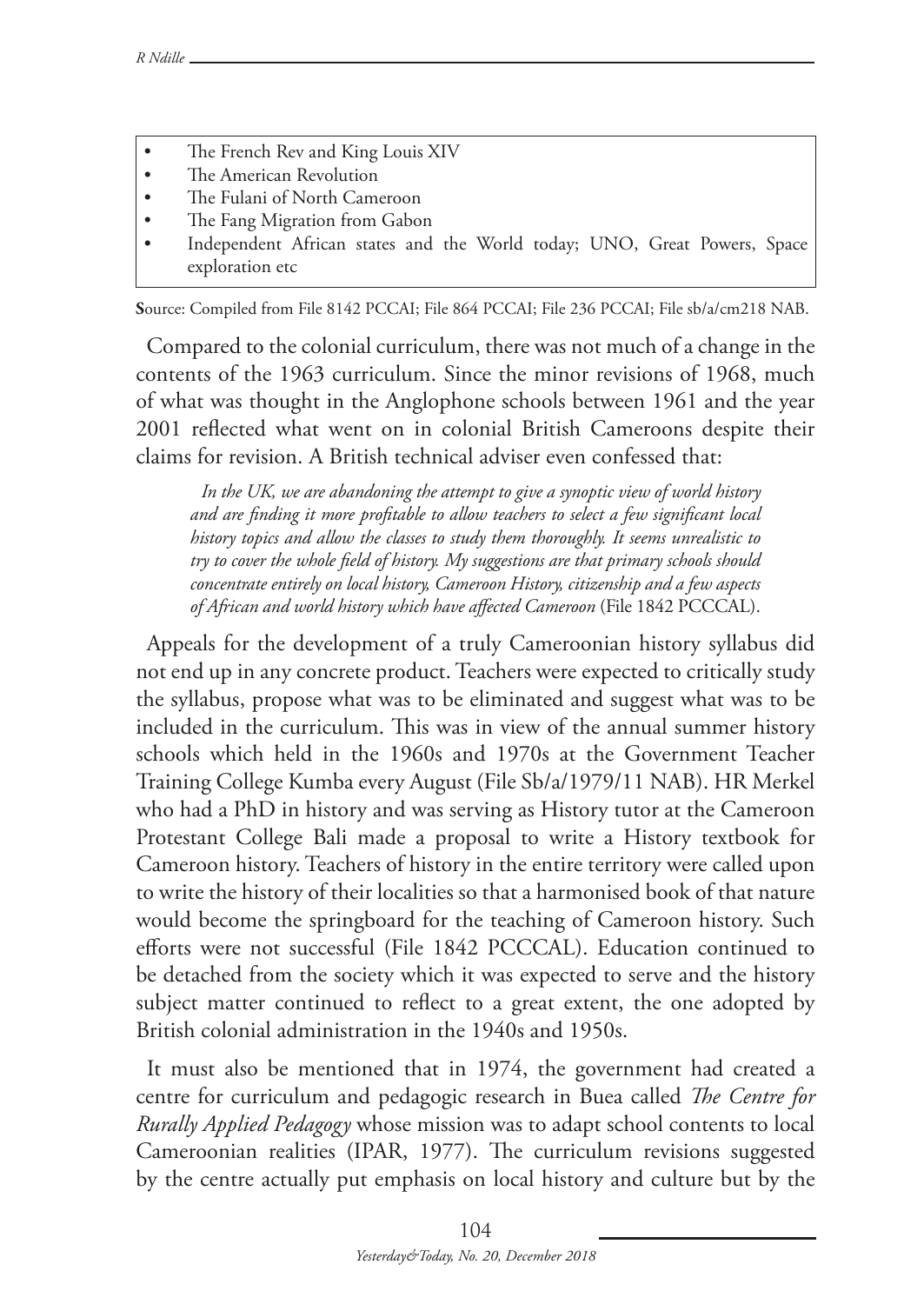- The French Rev and King Louis XIV
- The American Revolution
- The Fulani of North Cameroon
- The Fang Migration from Gabon
- Independent African states and the World today; UNO, Great Powers, Space exploration etc

**S**ource: Compiled from File 8142 PCCAI; File 864 PCCAI; File 236 PCCAI; File sb/a/cm218 NAB.

Compared to the colonial curriculum, there was not much of a change in the contents of the 1963 curriculum. Since the minor revisions of 1968, much of what was thought in the Anglophone schools between 1961 and the year 2001 reflected what went on in colonial British Cameroons despite their claims for revision. A British technical adviser even confessed that:

> *In the UK, we are abandoning the attempt to give a synoptic view of world history and are finding it more profitable to allow teachers to select a few significant local history topics and allow the classes to study them thoroughly. It seems unrealistic to try to cover the whole field of history. My suggestions are that primary schools should concentrate entirely on local history, Cameroon History, citizenship and a few aspects of African and world history which have affected Cameroon* (File 1842 PCCCAL).

Appeals for the development of a truly Cameroonian history syllabus did not end up in any concrete product. Teachers were expected to critically study the syllabus, propose what was to be eliminated and suggest what was to be included in the curriculum. This was in view of the annual summer history schools which held in the 1960s and 1970s at the Government Teacher Training College Kumba every August (File Sb/a/1979/11 NAB). HR Merkel who had a PhD in history and was serving as History tutor at the Cameroon Protestant College Bali made a proposal to write a History textbook for Cameroon history. Teachers of history in the entire territory were called upon to write the history of their localities so that a harmonised book of that nature would become the springboard for the teaching of Cameroon history. Such efforts were not successful (File 1842 PCCCAL). Education continued to be detached from the society which it was expected to serve and the history subject matter continued to reflect to a great extent, the one adopted by British colonial administration in the 1940s and 1950s.

It must also be mentioned that in 1974, the government had created a centre for curriculum and pedagogic research in Buea called *The Centre for Rurally Applied Pedagogy* whose mission was to adapt school contents to local Cameroonian realities (IPAR, 1977). The curriculum revisions suggested by the centre actually put emphasis on local history and culture but by the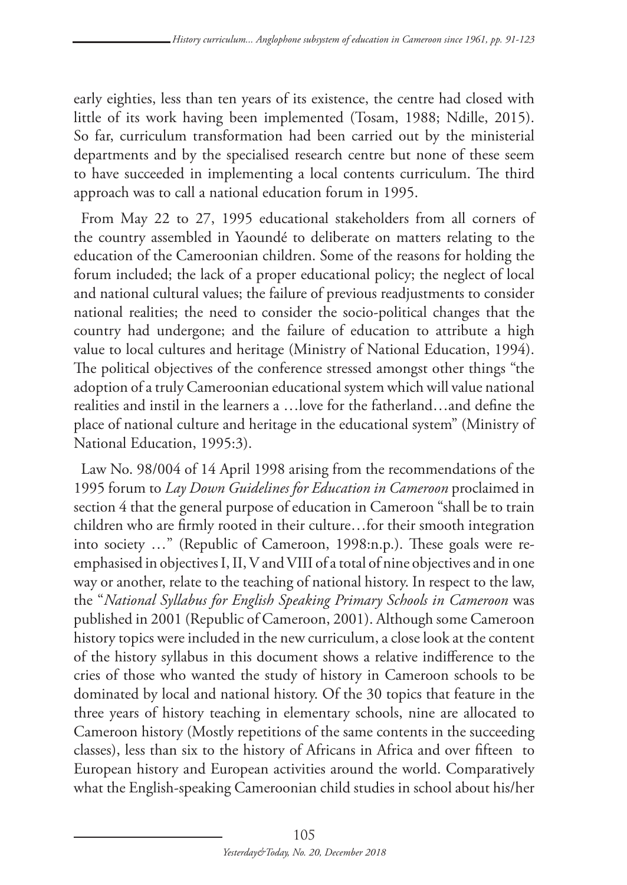early eighties, less than ten years of its existence, the centre had closed with little of its work having been implemented (Tosam, 1988; Ndille, 2015). So far, curriculum transformation had been carried out by the ministerial departments and by the specialised research centre but none of these seem to have succeeded in implementing a local contents curriculum. The third approach was to call a national education forum in 1995.

From May 22 to 27, 1995 educational stakeholders from all corners of the country assembled in Yaoundé to deliberate on matters relating to the education of the Cameroonian children. Some of the reasons for holding the forum included; the lack of a proper educational policy; the neglect of local and national cultural values; the failure of previous readjustments to consider national realities; the need to consider the socio-political changes that the country had undergone; and the failure of education to attribute a high value to local cultures and heritage (Ministry of National Education, 1994). The political objectives of the conference stressed amongst other things "the adoption of a truly Cameroonian educational system which will value national realities and instil in the learners a …love for the fatherland…and define the place of national culture and heritage in the educational system" (Ministry of National Education, 1995:3).

Law No. 98/004 of 14 April 1998 arising from the recommendations of the 1995 forum to *Lay Down Guidelines for Education in Cameroon* proclaimed in section 4 that the general purpose of education in Cameroon "shall be to train children who are firmly rooted in their culture…for their smooth integration into society …" (Republic of Cameroon, 1998:n.p.). These goals were re-emphasised in objectives I, II, V and VIII of a total of nine objectives and in one way or another, relate to the teaching of national history. In respect to the law, the "*National Syllabus for English Speaking Primary Schools in Cameroon* was published in 2001 (Republic of Cameroon, 2001). Although some Cameroon history topics were included in the new curriculum, a close look at the content of the history syllabus in this document shows a relative indifference to the cries of those who wanted the study of history in Cameroon schools to be dominated by local and national history. Of the 30 topics that feature in the three years of history teaching in elementary schools, nine are allocated to Cameroon history (Mostly repetitions of the same contents in the succeeding classes), less than six to the history of Africans in Africa and over fifteen to European history and European activities around the world. Comparatively what the English-speaking Cameroonian child studies in school about his/her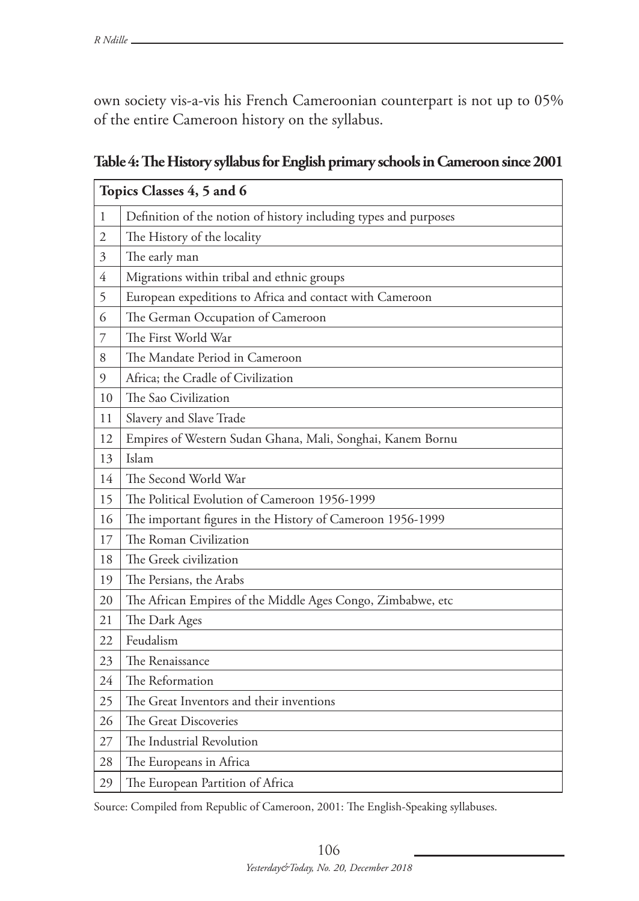own society vis-a-vis his French Cameroonian counterpart is not up to 05% of the entire Cameroon history on the syllabus.

**Table 4: The History syllabus for English primary schools in Cameroon since 2001**

| Topics Classes 4, 5 and 6 | |
|---|---|
| 1 | Definition of the notion of history including types and purposes |
| 2 | The History of the locality |
| 3 | The early man |
| 4 | Migrations within tribal and ethnic groups |
| 5 | European expeditions to Africa and contact with Cameroon |
| 6 | The German Occupation of Cameroon |
| 7 | The First World War |
| 8 | The Mandate Period in Cameroon |
| 9 | Africa; the Cradle of Civilization |
| 10 | The Sao Civilization |
| 11 | Slavery and Slave Trade |
| 12 | Empires of Western Sudan Ghana, Mali, Songhai, Kanem Bornu |
| 13 | Islam |
| 14 | The Second World War |
| 15 | The Political Evolution of Cameroon 1956-1999 |
| 16 | The important figures in the History of Cameroon 1956-1999 |
| 17 | The Roman Civilization |
| 18 | The Greek civilization |
| 19 | The Persians, the Arabs |
| 20 | The African Empires of the Middle Ages Congo, Zimbabwe, etc |
| 21 | The Dark Ages |
| 22 | Feudalism |
| 23 | The Renaissance |
| 24 | The Reformation |
| 25 | The Great Inventors and their inventions |
| 26 | The Great Discoveries |
| 27 | The Industrial Revolution |
| 28 | The Europeans in Africa |
| 29 | The European Partition of Africa |

Source: Compiled from Republic of Cameroon, 2001: The English-Speaking syllabuses.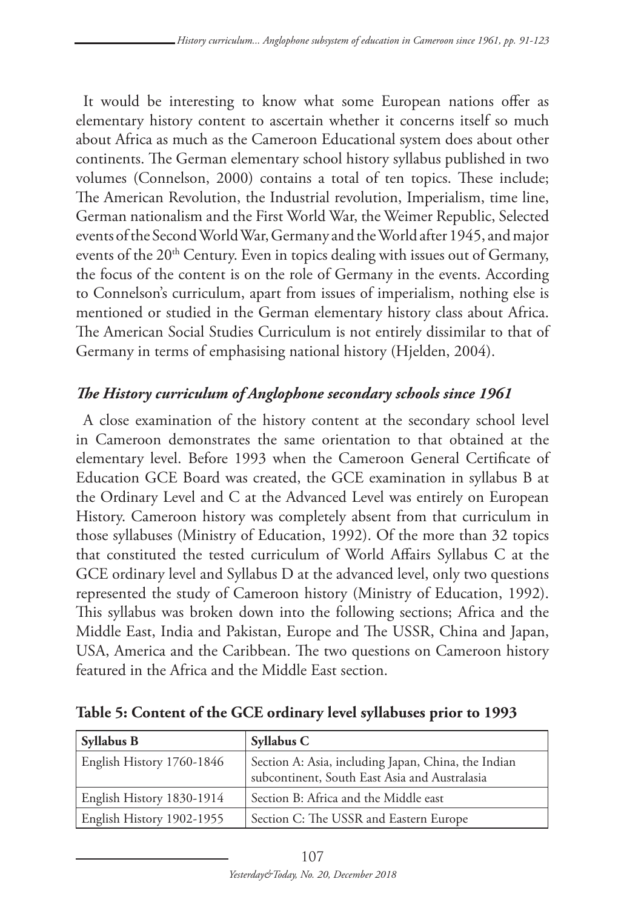It would be interesting to know what some European nations offer as elementary history content to ascertain whether it concerns itself so much about Africa as much as the Cameroon Educational system does about other continents. The German elementary school history syllabus published in two volumes (Connelson, 2000) contains a total of ten topics. These include; The American Revolution, the Industrial revolution, Imperialism, time line, German nationalism and the First World War, the Weimer Republic, Selected events of the Second World War, Germany and the World after 1945, and major events of the 20th Century. Even in topics dealing with issues out of Germany, the focus of the content is on the role of Germany in the events. According to Connelson's curriculum, apart from issues of imperialism, nothing else is mentioned or studied in the German elementary history class about Africa. The American Social Studies Curriculum is not entirely dissimilar to that of Germany in terms of emphasising national history (Hjelden, 2004).

### *The History curriculum of Anglophone secondary schools since 1961*

A close examination of the history content at the secondary school level in Cameroon demonstrates the same orientation to that obtained at the elementary level. Before 1993 when the Cameroon General Certificate of Education GCE Board was created, the GCE examination in syllabus B at the Ordinary Level and C at the Advanced Level was entirely on European History. Cameroon history was completely absent from that curriculum in those syllabuses (Ministry of Education, 1992). Of the more than 32 topics that constituted the tested curriculum of World Affairs Syllabus C at the GCE ordinary level and Syllabus D at the advanced level, only two questions represented the study of Cameroon history (Ministry of Education, 1992). This syllabus was broken down into the following sections; Africa and the Middle East, India and Pakistan, Europe and The USSR, China and Japan, USA, America and the Caribbean. The two questions on Cameroon history featured in the Africa and the Middle East section.

**Table 5: Content of the GCE ordinary level syllabuses prior to 1993**

| Syllabus B | Syllabus C |
|---|---|
| English History 1760-1846 | Section A: Asia, including Japan, China, the Indian subcontinent, South East Asia and Australasia |
| English History 1830-1914 | Section B: Africa and the Middle east |
| English History 1902-1955 | Section C: The USSR and Eastern Europe |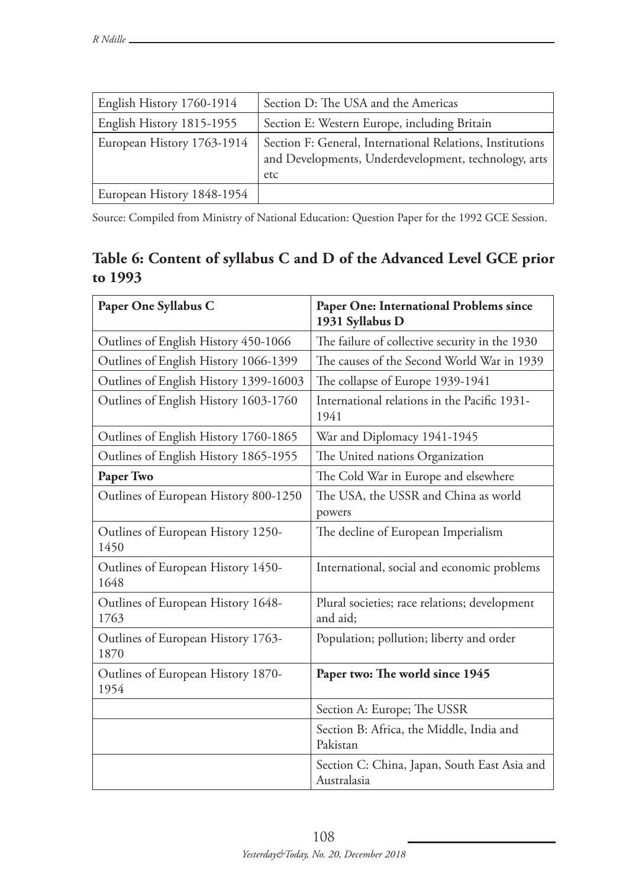| English History 1760-1914 | Section D: The USA and the Americas |
| --- | --- |
| English History 1815-1955 | Section E: Western Europe, including Britain |
| European History 1763-1914 | Section F: General, International Relations, Institutions and Developments, Underdevelopment, technology, arts etc |
| European History 1848-1954 | |

Source: Compiled from Ministry of National Education: Question Paper for the 1992 GCE Session.

### Table 6: Content of syllabus C and D of the Advanced Level GCE prior to 1993

| Paper One Syllabus C | Paper One: International Problems since 1931 Syllabus D |
| --- | --- |
| Outlines of English History 450-1066 | The failure of collective security in the 1930 |
| Outlines of English History 1066-1399 | The causes of the Second World War in 1939 |
| Outlines of English History 1399-16003 | The collapse of Europe 1939-1941 |
| Outlines of English History 1603-1760 | International relations in the Pacific 1931-1941 |
| Outlines of English History 1760-1865 | War and Diplomacy 1941-1945 |
| Outlines of English History 1865-1955 | The United nations Organization |
| **Paper Two** | The Cold War in Europe and elsewhere |
| Outlines of European History 800-1250 | The USA, the USSR and China as world powers |
| Outlines of European History 1250-1450 | The decline of European Imperialism |
| Outlines of European History 1450-1648 | International, social and economic problems |
| Outlines of European History 1648-1763 | Plural societies; race relations; development and aid; |
| Outlines of European History 1763-1870 | Population; pollution; liberty and order |
| Outlines of European History 1870-1954 | **Paper two: The world since 1945** |
| | Section A: Europe; The USSR |
| | Section B: Africa, the Middle, India and Pakistan |
| | Section C: China, Japan, South East Asia and Australasia |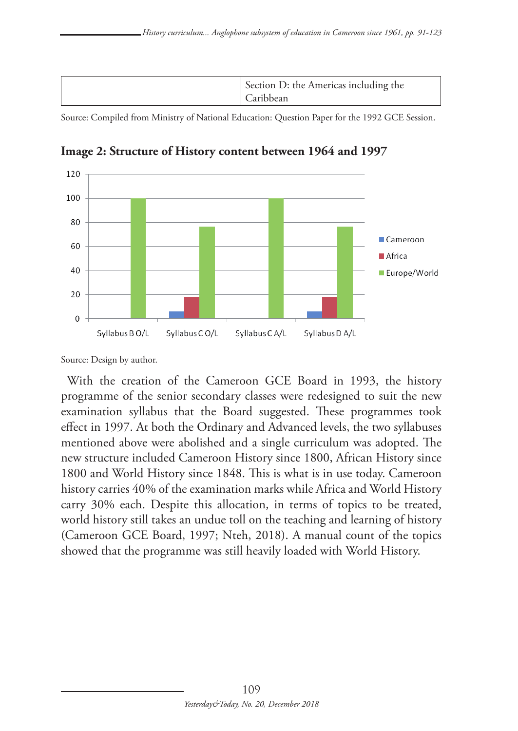| | Section D: the Americas including the Caribbean |
|---|---|

Source: Compiled from Ministry of National Education: Question Paper for the 1992 GCE Session.

**Image 2: Structure of History content between 1964 and 1997**

Source: Design by author.

With the creation of the Cameroon GCE Board in 1993, the history programme of the senior secondary classes were redesigned to suit the new examination syllabus that the Board suggested. These programmes took effect in 1997. At both the Ordinary and Advanced levels, the two syllabuses mentioned above were abolished and a single curriculum was adopted. The new structure included Cameroon History since 1800, African History since 1800 and World History since 1848. This is what is in use today. Cameroon history carries 40% of the examination marks while Africa and World History carry 30% each. Despite this allocation, in terms of topics to be treated, world history still takes an undue toll on the teaching and learning of history (Cameroon GCE Board, 1997; Nteh, 2018). A manual count of the topics showed that the programme was still heavily loaded with World History.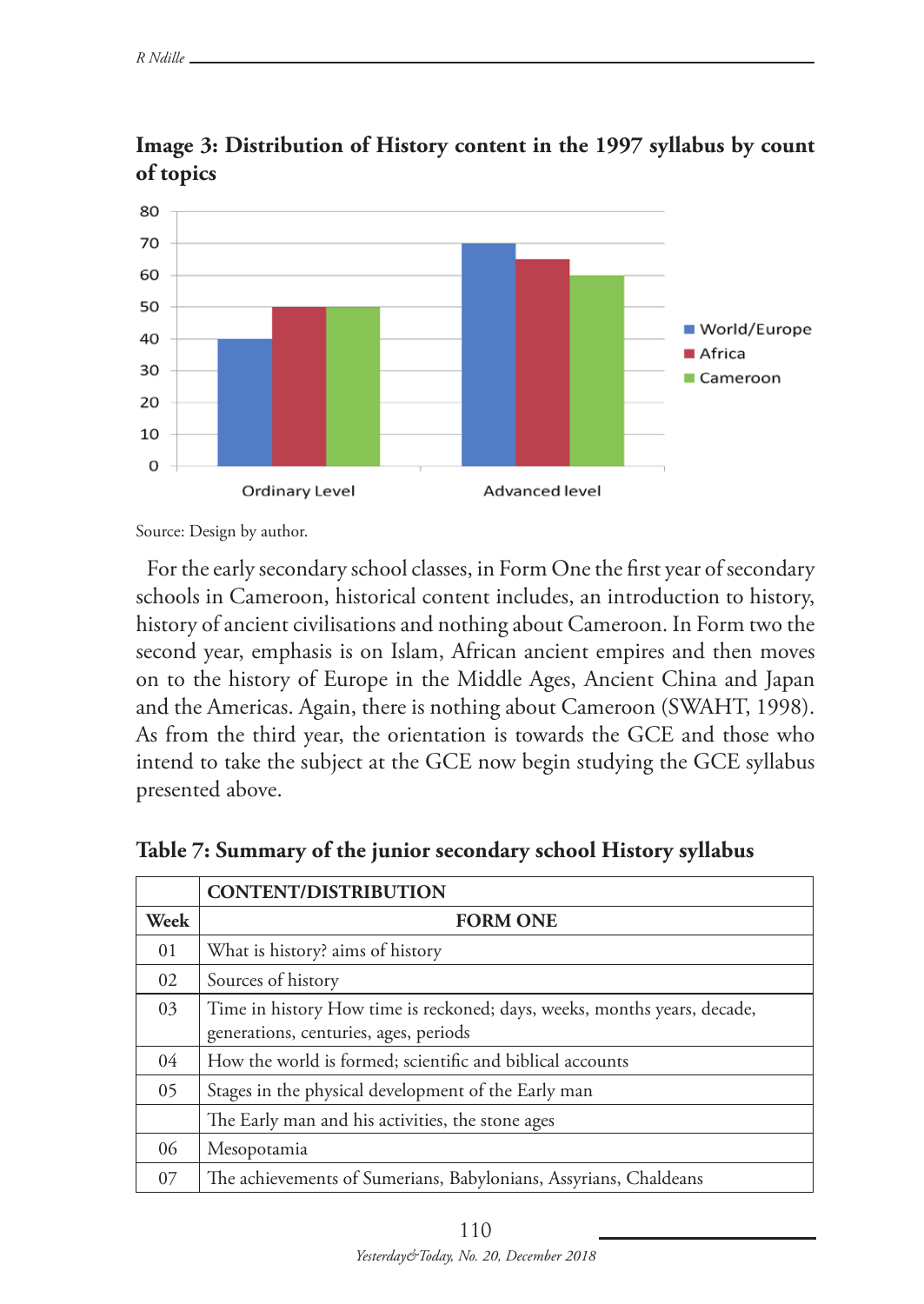**Image 3: Distribution of History content in the 1997 syllabus by count of topics**

Source: Design by author.

For the early secondary school classes, in Form One the first year of secondary schools in Cameroon, historical content includes, an introduction to history, history of ancient civilisations and nothing about Cameroon. In Form two the second year, emphasis is on Islam, African ancient empires and then moves on to the history of Europe in the Middle Ages, Ancient China and Japan and the Americas. Again, there is nothing about Cameroon (SWAHT, 1998). As from the third year, the orientation is towards the GCE and those who intend to take the subject at the GCE now begin studying the GCE syllabus presented above.

**Table 7: Summary of the junior secondary school History syllabus**

| | CONTENT/DISTRIBUTION |
|---|---|
| **Week** | **FORM ONE** |
| 01 | What is history? aims of history |
| 02 | Sources of history |
| 03 | Time in history How time is reckoned; days, weeks, months years, decade, generations, centuries, ages, periods |
| 04 | How the world is formed; scientific and biblical accounts |
| 05 | Stages in the physical development of the Early man |
| | The Early man and his activities, the stone ages |
| 06 | Mesopotamia |
| 07 | The achievements of Sumerians, Babylonians, Assyrians, Chaldeans |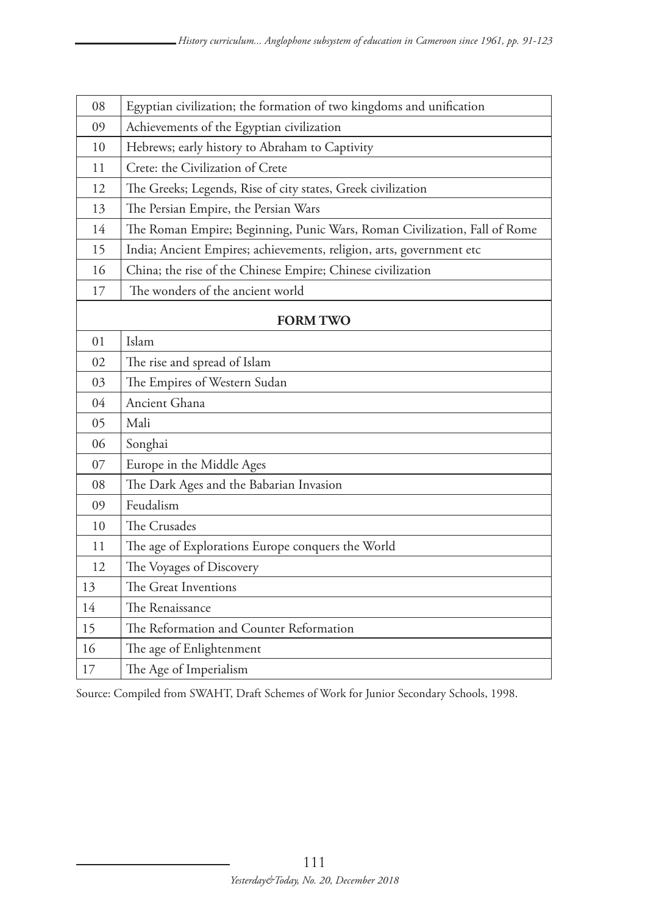| | |
|---|---|
| 08 | Egyptian civilization; the formation of two kingdoms and unification |
| 09 | Achievements of the Egyptian civilization |
| 10 | Hebrews; early history to Abraham to Captivity |
| 11 | Crete: the Civilization of Crete |
| 12 | The Greeks; Legends, Rise of city states, Greek civilization |
| 13 | The Persian Empire, the Persian Wars |
| 14 | The Roman Empire; Beginning, Punic Wars, Roman Civilization, Fall of Rome |
| 15 | India; Ancient Empires; achievements, religion, arts, government etc |
| 16 | China; the rise of the Chinese Empire; Chinese civilization |
| 17 | The wonders of the ancient world |
| **FORM TWO** | |
| 01 | Islam |
| 02 | The rise and spread of Islam |
| 03 | The Empires of Western Sudan |
| 04 | Ancient Ghana |
| 05 | Mali |
| 06 | Songhai |
| 07 | Europe in the Middle Ages |
| 08 | The Dark Ages and the Babarian Invasion |
| 09 | Feudalism |
| 10 | The Crusades |
| 11 | The age of Explorations Europe conquers the World |
| 12 | The Voyages of Discovery |
| 13 | The Great Inventions |
| 14 | The Renaissance |
| 15 | The Reformation and Counter Reformation |
| 16 | The age of Enlightenment |
| 17 | The Age of Imperialism |

Source: Compiled from SWAHT, Draft Schemes of Work for Junior Secondary Schools, 1998.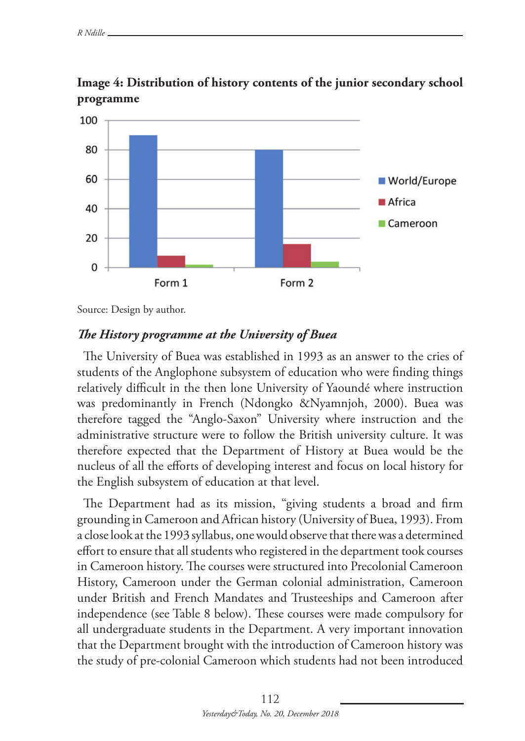**Image 4: Distribution of history contents of the junior secondary school programme**

Source: Design by author.

### *The History programme at the University of Buea*

The University of Buea was established in 1993 as an answer to the cries of students of the Anglophone subsystem of education who were finding things relatively difficult in the then lone University of Yaoundé where instruction was predominantly in French (Ndongko &Nyamnjoh, 2000). Buea was therefore tagged the "Anglo-Saxon" University where instruction and the administrative structure were to follow the British university culture. It was therefore expected that the Department of History at Buea would be the nucleus of all the efforts of developing interest and focus on local history for the English subsystem of education at that level.

The Department had as its mission, "giving students a broad and firm grounding in Cameroon and African history (University of Buea, 1993). From a close look at the 1993 syllabus, one would observe that there was a determined effort to ensure that all students who registered in the department took courses in Cameroon history. The courses were structured into Precolonial Cameroon History, Cameroon under the German colonial administration, Cameroon under British and French Mandates and Trusteeships and Cameroon after independence (see Table 8 below). These courses were made compulsory for all undergraduate students in the Department. A very important innovation that the Department brought with the introduction of Cameroon history was the study of pre-colonial Cameroon which students had not been introduced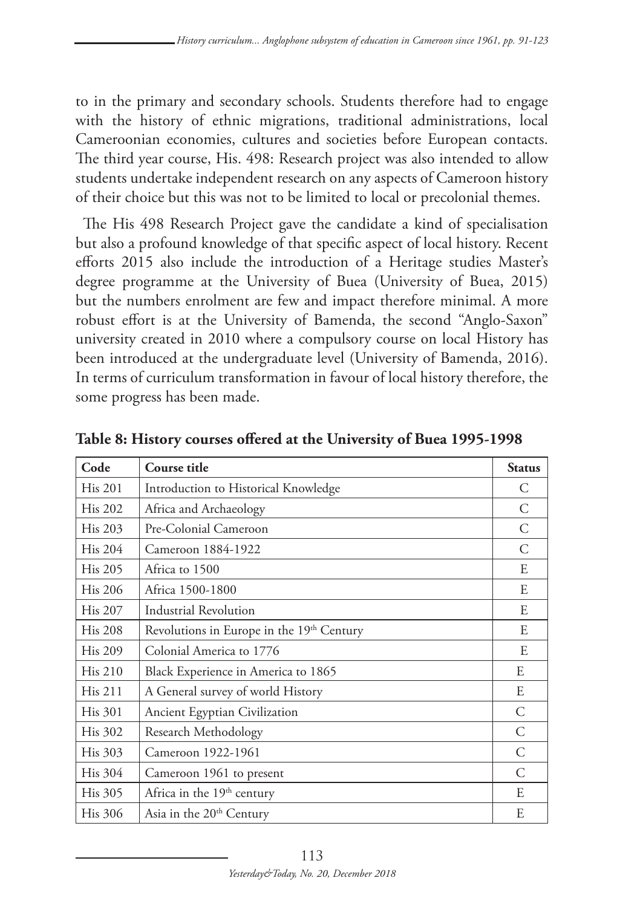to in the primary and secondary schools. Students therefore had to engage with the history of ethnic migrations, traditional administrations, local Cameroonian economies, cultures and societies before European contacts. The third year course, His. 498: Research project was also intended to allow students undertake independent research on any aspects of Cameroon history of their choice but this was not to be limited to local or precolonial themes.

The His 498 Research Project gave the candidate a kind of specialisation but also a profound knowledge of that specific aspect of local history. Recent efforts 2015 also include the introduction of a Heritage studies Master's degree programme at the University of Buea (University of Buea, 2015) but the numbers enrolment are few and impact therefore minimal. A more robust effort is at the University of Bamenda, the second "Anglo-Saxon" university created in 2010 where a compulsory course on local History has been introduced at the undergraduate level (University of Bamenda, 2016). In terms of curriculum transformation in favour of local history therefore, the some progress has been made.

**Table 8: History courses offered at the University of Buea 1995-1998**

| Code | Course title | Status |
|---|---|---|
| His 201 | Introduction to Historical Knowledge | C |
| His 202 | Africa and Archaeology | C |
| His 203 | Pre-Colonial Cameroon | C |
| His 204 | Cameroon 1884-1922 | C |
| His 205 | Africa to 1500 | E |
| His 206 | Africa 1500-1800 | E |
| His 207 | Industrial Revolution | E |
| His 208 | Revolutions in Europe in the 19th Century | E |
| His 209 | Colonial America to 1776 | E |
| His 210 | Black Experience in America to 1865 | E |
| His 211 | A General survey of world History | E |
| His 301 | Ancient Egyptian Civilization | C |
| His 302 | Research Methodology | C |
| His 303 | Cameroon 1922-1961 | C |
| His 304 | Cameroon 1961 to present | C |
| His 305 | Africa in the 19th century | E |
| His 306 | Asia in the 20th Century | E |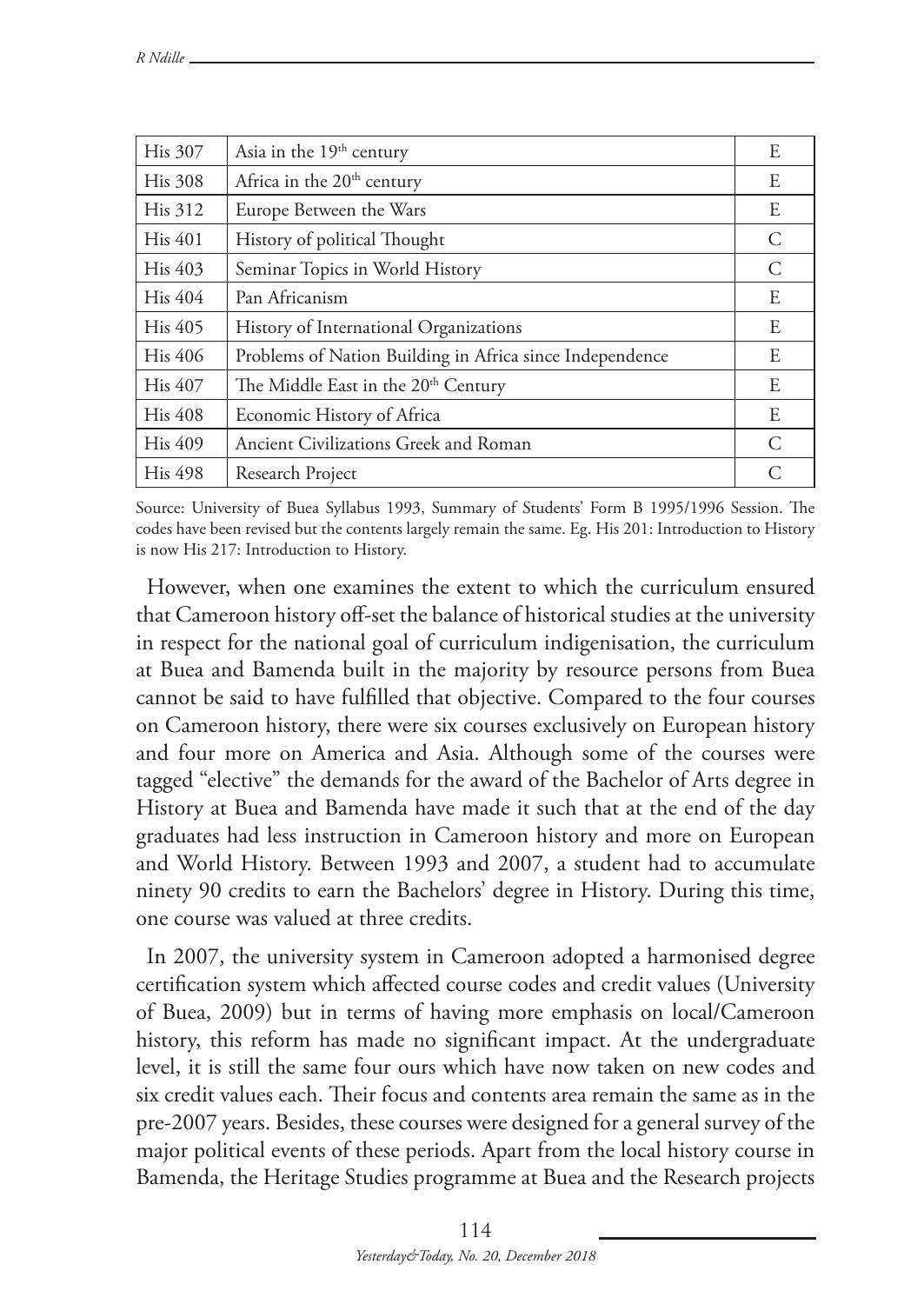| His 307 | Asia in the 19th century | E |
|---|---|---|
| His 308 | Africa in the 20th century | E |
| His 312 | Europe Between the Wars | E |
| His 401 | History of political Thought | C |
| His 403 | Seminar Topics in World History | C |
| His 404 | Pan Africanism | E |
| His 405 | History of International Organizations | E |
| His 406 | Problems of Nation Building in Africa since Independence | E |
| His 407 | The Middle East in the 20th Century | E |
| His 408 | Economic History of Africa | E |
| His 409 | Ancient Civilizations Greek and Roman | C |
| His 498 | Research Project | C |

Source: University of Buea Syllabus 1993, Summary of Students' Form B 1995/1996 Session. The codes have been revised but the contents largely remain the same. Eg. His 201: Introduction to History is now His 217: Introduction to History.

However, when one examines the extent to which the curriculum ensured that Cameroon history off-set the balance of historical studies at the university in respect for the national goal of curriculum indigenisation, the curriculum at Buea and Bamenda built in the majority by resource persons from Buea cannot be said to have fulfilled that objective. Compared to the four courses on Cameroon history, there were six courses exclusively on European history and four more on America and Asia. Although some of the courses were tagged "elective" the demands for the award of the Bachelor of Arts degree in History at Buea and Bamenda have made it such that at the end of the day graduates had less instruction in Cameroon history and more on European and World History. Between 1993 and 2007, a student had to accumulate ninety 90 credits to earn the Bachelors' degree in History. During this time, one course was valued at three credits.

In 2007, the university system in Cameroon adopted a harmonised degree certification system which affected course codes and credit values (University of Buea, 2009) but in terms of having more emphasis on local/Cameroon history, this reform has made no significant impact. At the undergraduate level, it is still the same four ours which have now taken on new codes and six credit values each. Their focus and contents area remain the same as in the pre-2007 years. Besides, these courses were designed for a general survey of the major political events of these periods. Apart from the local history course in Bamenda, the Heritage Studies programme at Buea and the Research projects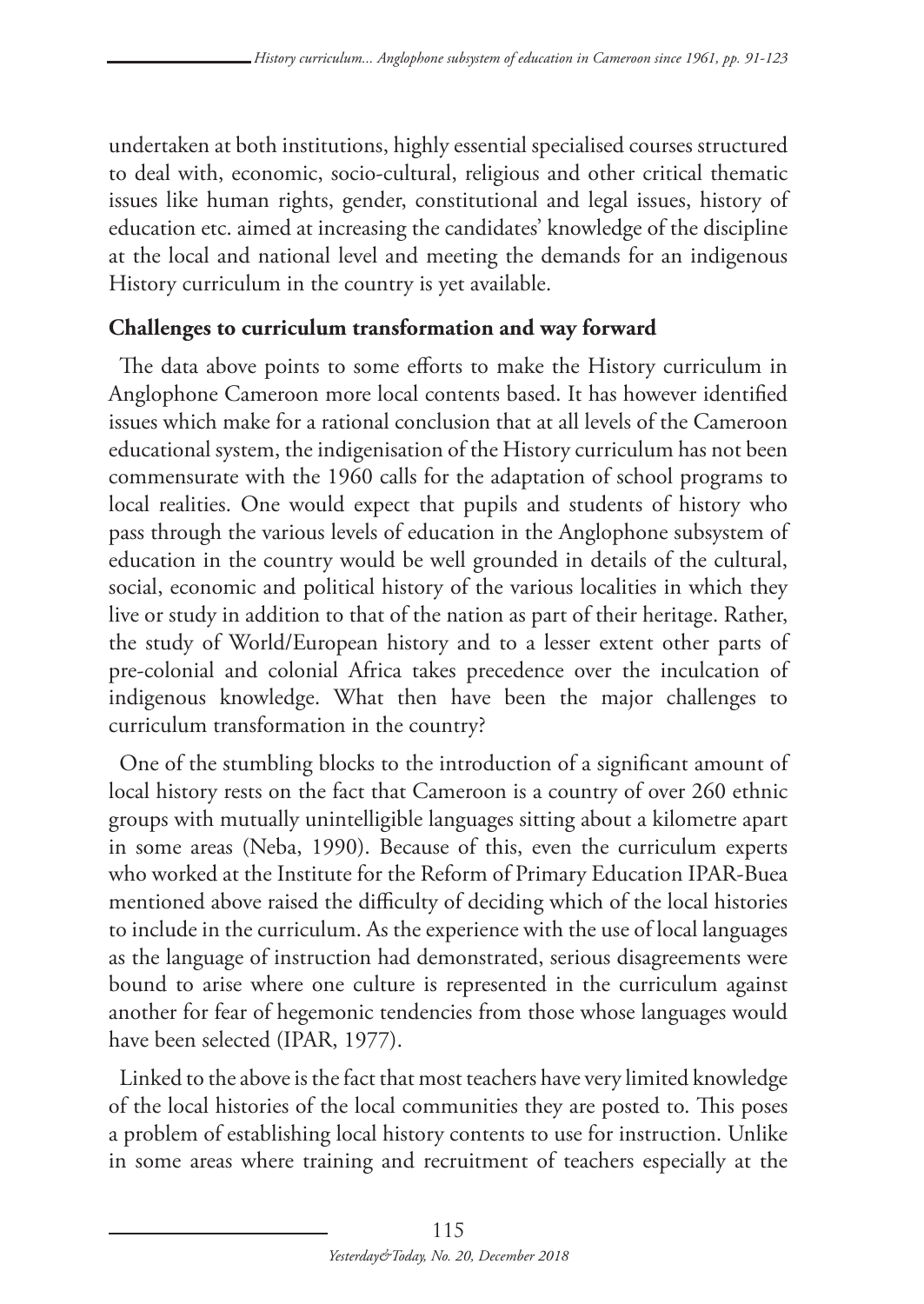undertaken at both institutions, highly essential specialised courses structured to deal with, economic, socio-cultural, religious and other critical thematic issues like human rights, gender, constitutional and legal issues, history of education etc. aimed at increasing the candidates' knowledge of the discipline at the local and national level and meeting the demands for an indigenous History curriculum in the country is yet available.

## Challenges to curriculum transformation and way forward

The data above points to some efforts to make the History curriculum in Anglophone Cameroon more local contents based. It has however identified issues which make for a rational conclusion that at all levels of the Cameroon educational system, the indigenisation of the History curriculum has not been commensurate with the 1960 calls for the adaptation of school programs to local realities. One would expect that pupils and students of history who pass through the various levels of education in the Anglophone subsystem of education in the country would be well grounded in details of the cultural, social, economic and political history of the various localities in which they live or study in addition to that of the nation as part of their heritage. Rather, the study of World/European history and to a lesser extent other parts of pre-colonial and colonial Africa takes precedence over the inculcation of indigenous knowledge. What then have been the major challenges to curriculum transformation in the country?

One of the stumbling blocks to the introduction of a significant amount of local history rests on the fact that Cameroon is a country of over 260 ethnic groups with mutually unintelligible languages sitting about a kilometre apart in some areas (Neba, 1990). Because of this, even the curriculum experts who worked at the Institute for the Reform of Primary Education IPAR-Buea mentioned above raised the difficulty of deciding which of the local histories to include in the curriculum. As the experience with the use of local languages as the language of instruction had demonstrated, serious disagreements were bound to arise where one culture is represented in the curriculum against another for fear of hegemonic tendencies from those whose languages would have been selected (IPAR, 1977).

Linked to the above is the fact that most teachers have very limited knowledge of the local histories of the local communities they are posted to. This poses a problem of establishing local history contents to use for instruction. Unlike in some areas where training and recruitment of teachers especially at the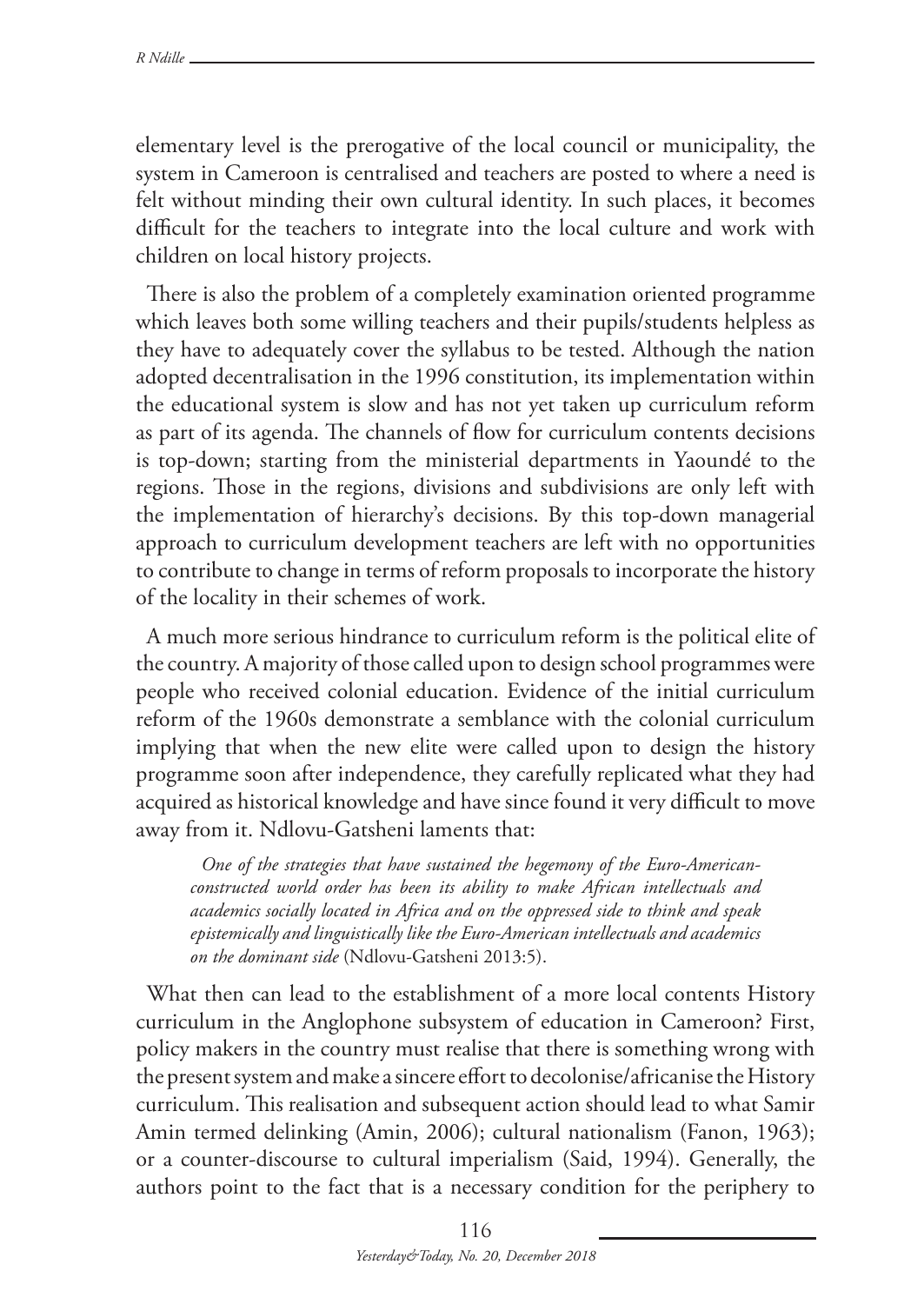elementary level is the prerogative of the local council or municipality, the system in Cameroon is centralised and teachers are posted to where a need is felt without minding their own cultural identity. In such places, it becomes difficult for the teachers to integrate into the local culture and work with children on local history projects.

There is also the problem of a completely examination oriented programme which leaves both some willing teachers and their pupils/students helpless as they have to adequately cover the syllabus to be tested. Although the nation adopted decentralisation in the 1996 constitution, its implementation within the educational system is slow and has not yet taken up curriculum reform as part of its agenda. The channels of flow for curriculum contents decisions is top-down; starting from the ministerial departments in Yaoundé to the regions. Those in the regions, divisions and subdivisions are only left with the implementation of hierarchy's decisions. By this top-down managerial approach to curriculum development teachers are left with no opportunities to contribute to change in terms of reform proposals to incorporate the history of the locality in their schemes of work.

A much more serious hindrance to curriculum reform is the political elite of the country. A majority of those called upon to design school programmes were people who received colonial education. Evidence of the initial curriculum reform of the 1960s demonstrate a semblance with the colonial curriculum implying that when the new elite were called upon to design the history programme soon after independence, they carefully replicated what they had acquired as historical knowledge and have since found it very difficult to move away from it. Ndlovu-Gatsheni laments that:

> *One of the strategies that have sustained the hegemony of the Euro-American-constructed world order has been its ability to make African intellectuals and academics socially located in Africa and on the oppressed side to think and speak epistemically and linguistically like the Euro-American intellectuals and academics on the dominant side* (Ndlovu-Gatsheni 2013:5).

What then can lead to the establishment of a more local contents History curriculum in the Anglophone subsystem of education in Cameroon? First, policy makers in the country must realise that there is something wrong with the present system and make a sincere effort to decolonise/africanise the History curriculum. This realisation and subsequent action should lead to what Samir Amin termed delinking (Amin, 2006); cultural nationalism (Fanon, 1963); or a counter-discourse to cultural imperialism (Said, 1994). Generally, the authors point to the fact that is a necessary condition for the periphery to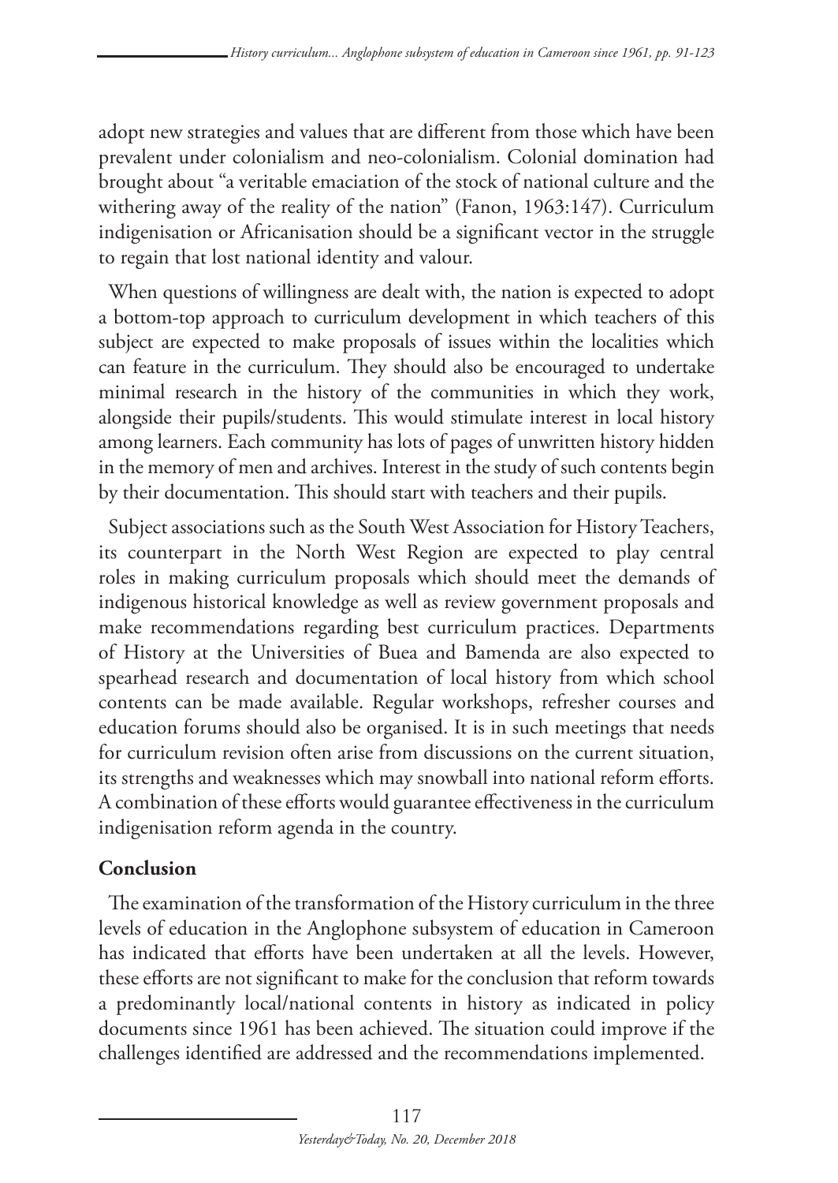adopt new strategies and values that are different from those which have been prevalent under colonialism and neo-colonialism. Colonial domination had brought about "a veritable emaciation of the stock of national culture and the withering away of the reality of the nation" (Fanon, 1963:147). Curriculum indigenisation or Africanisation should be a significant vector in the struggle to regain that lost national identity and valour.

When questions of willingness are dealt with, the nation is expected to adopt a bottom-top approach to curriculum development in which teachers of this subject are expected to make proposals of issues within the localities which can feature in the curriculum. They should also be encouraged to undertake minimal research in the history of the communities in which they work, alongside their pupils/students. This would stimulate interest in local history among learners. Each community has lots of pages of unwritten history hidden in the memory of men and archives. Interest in the study of such contents begin by their documentation. This should start with teachers and their pupils.

Subject associations such as the South West Association for History Teachers, its counterpart in the North West Region are expected to play central roles in making curriculum proposals which should meet the demands of indigenous historical knowledge as well as review government proposals and make recommendations regarding best curriculum practices. Departments of History at the Universities of Buea and Bamenda are also expected to spearhead research and documentation of local history from which school contents can be made available. Regular workshops, refresher courses and education forums should also be organised. It is in such meetings that needs for curriculum revision often arise from discussions on the current situation, its strengths and weaknesses which may snowball into national reform efforts. A combination of these efforts would guarantee effectiveness in the curriculum indigenisation reform agenda in the country.

## Conclusion

The examination of the transformation of the History curriculum in the three levels of education in the Anglophone subsystem of education in Cameroon has indicated that efforts have been undertaken at all the levels. However, these efforts are not significant to make for the conclusion that reform towards a predominantly local/national contents in history as indicated in policy documents since 1961 has been achieved. The situation could improve if the challenges identified are addressed and the recommendations implemented.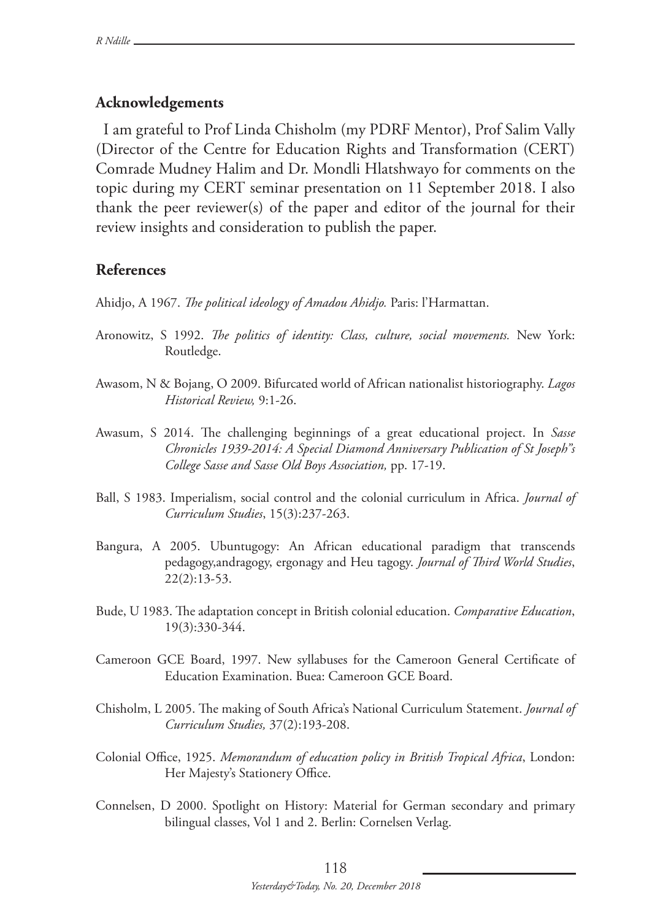## Acknowledgements

I am grateful to Prof Linda Chisholm (my PDRF Mentor), Prof Salim Vally (Director of the Centre for Education Rights and Transformation (CERT) Comrade Mudney Halim and Dr. Mondli Hlatshwayo for comments on the topic during my CERT seminar presentation on 11 September 2018. I also thank the peer reviewer(s) of the paper and editor of the journal for their review insights and consideration to publish the paper.

## References

Ahidjo, A 1967. *The political ideology of Amadou Ahidjo.* Paris: l'Harmattan.

Aronowitz, S 1992. *The politics of identity: Class, culture, social movements.* New York: Routledge.

Awasom, N & Bojang, O 2009. Bifurcated world of African nationalist historiography. *Lagos Historical Review,* 9:1-26.

Awasum, S 2014. The challenging beginnings of a great educational project. In *Sasse Chronicles 1939-2014: A Special Diamond Anniversary Publication of St Joseph"s College Sasse and Sasse Old Boys Association,* pp. 17-19.

Ball, S 1983. Imperialism, social control and the colonial curriculum in Africa. *Journal of Curriculum Studies*, 15(3):237-263.

Bangura, A 2005. Ubuntugogy: An African educational paradigm that transcends pedagogy,andragogy, ergonagy and Heu tagogy. *Journal of Third World Studies*, 22(2):13-53.

Bude, U 1983. The adaptation concept in British colonial education. *Comparative Education*, 19(3):330-344.

Cameroon GCE Board, 1997. New syllabuses for the Cameroon General Certificate of Education Examination. Buea: Cameroon GCE Board.

Chisholm, L 2005. The making of South Africa's National Curriculum Statement. *Journal of Curriculum Studies,* 37(2):193-208.

Colonial Office, 1925. *Memorandum of education policy in British Tropical Africa*, London: Her Majesty's Stationery Office.

Connelsen, D 2000. Spotlight on History: Material for German secondary and primary bilingual classes, Vol 1 and 2. Berlin: Cornelsen Verlag.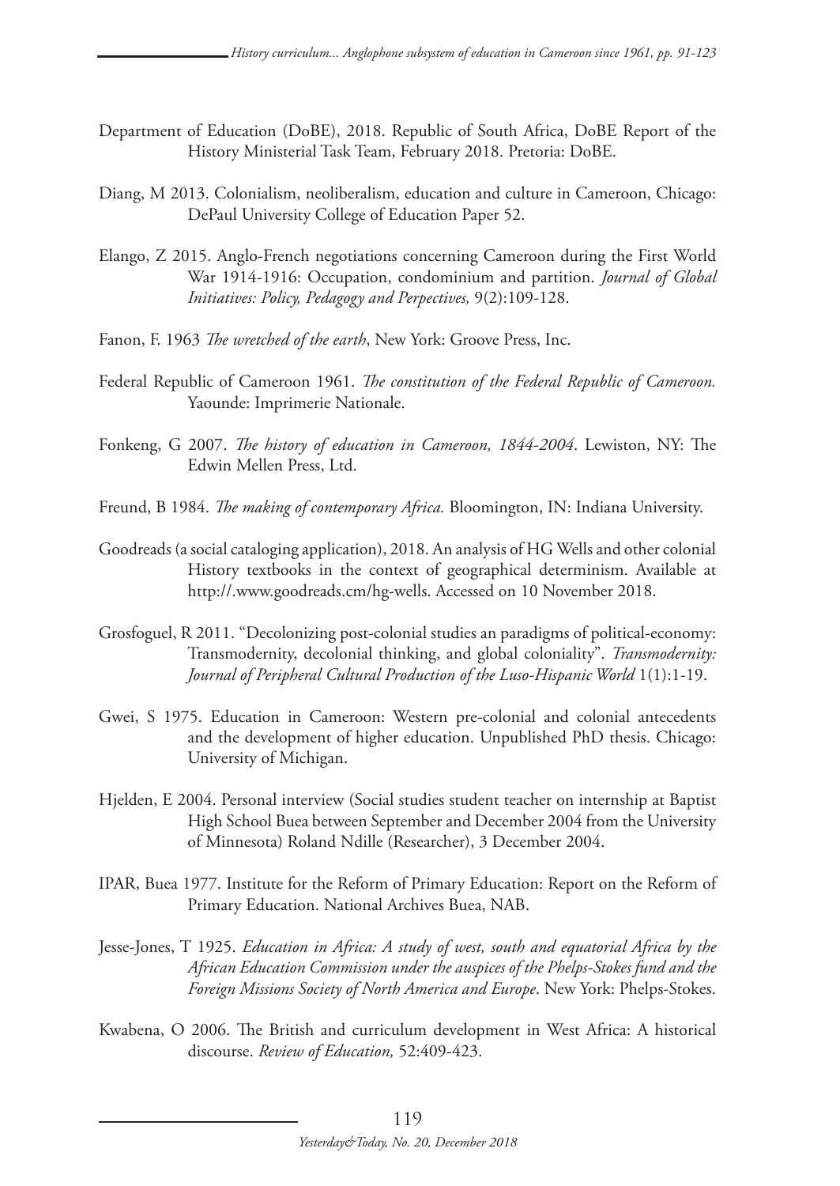Department of Education (DoBE), 2018. Republic of South Africa, DoBE Report of the History Ministerial Task Team, February 2018. Pretoria: DoBE.

Diang, M 2013. Colonialism, neoliberalism, education and culture in Cameroon, Chicago: DePaul University College of Education Paper 52.

Elango, Z 2015. Anglo-French negotiations concerning Cameroon during the First World War 1914-1916: Occupation, condominium and partition. *Journal of Global Initiatives: Policy, Pedagogy and Perpectives,* 9(2):109-128.

Fanon, F. 1963 *The wretched of the earth*, New York: Groove Press, Inc.

Federal Republic of Cameroon 1961. *The constitution of the Federal Republic of Cameroon.* Yaounde: Imprimerie Nationale.

Fonkeng, G 2007. *The history of education in Cameroon, 1844-2004*. Lewiston, NY: The Edwin Mellen Press, Ltd.

Freund, B 1984. *The making of contemporary Africa.* Bloomington, IN: Indiana University.

Goodreads (a social cataloging application), 2018. An analysis of HG Wells and other colonial History textbooks in the context of geographical determinism. Available at http://.www.goodreads.cm/hg-wells. Accessed on 10 November 2018.

Grosfoguel, R 2011. "Decolonizing post-colonial studies an paradigms of political-economy: Transmodernity, decolonial thinking, and global coloniality". *Transmodernity: Journal of Peripheral Cultural Production of the Luso-Hispanic World* 1(1):1-19.

Gwei, S 1975. Education in Cameroon: Western pre-colonial and colonial antecedents and the development of higher education. Unpublished PhD thesis. Chicago: University of Michigan.

Hjelden, E 2004. Personal interview (Social studies student teacher on internship at Baptist High School Buea between September and December 2004 from the University of Minnesota) Roland Ndille (Researcher), 3 December 2004.

IPAR, Buea 1977. Institute for the Reform of Primary Education: Report on the Reform of Primary Education. National Archives Buea, NAB.

Jesse-Jones, T 1925. *Education in Africa: A study of west, south and equatorial Africa by the African Education Commission under the auspices of the Phelps-Stokes fund and the Foreign Missions Society of North America and Europe*. New York: Phelps-Stokes.

Kwabena, O 2006. The British and curriculum development in West Africa: A historical discourse. *Review of Education,* 52:409-423.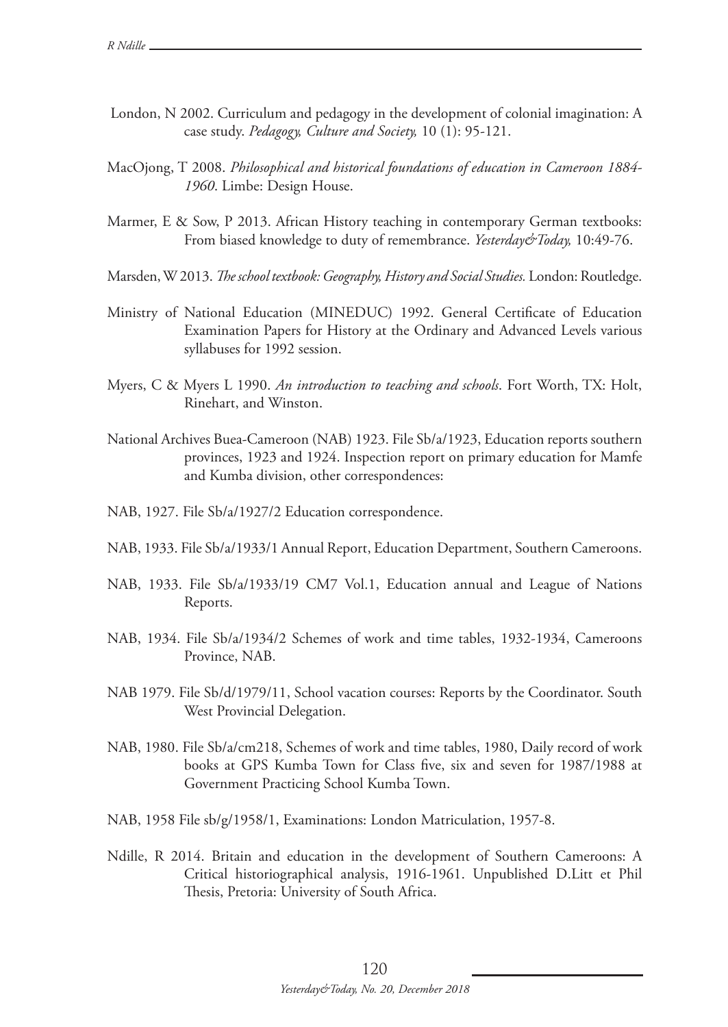London, N 2002. Curriculum and pedagogy in the development of colonial imagination: A case study. *Pedagogy, Culture and Society,* 10 (1): 95-121.

MacOjong, T 2008. *Philosophical and historical foundations of education in Cameroon 1884-1960*. Limbe: Design House.

Marmer, E & Sow, P 2013. African History teaching in contemporary German textbooks: From biased knowledge to duty of remembrance. *Yesterday&Today,* 10:49-76.

Marsden, W 2013. *The school textbook: Geography, History and Social Studies.* London: Routledge.

Ministry of National Education (MINEDUC) 1992. General Certificate of Education Examination Papers for History at the Ordinary and Advanced Levels various syllabuses for 1992 session.

Myers, C & Myers L 1990. *An introduction to teaching and schools*. Fort Worth, TX: Holt, Rinehart, and Winston.

National Archives Buea-Cameroon (NAB) 1923. File Sb/a/1923, Education reports southern provinces, 1923 and 1924. Inspection report on primary education for Mamfe and Kumba division, other correspondences:

NAB, 1927. File Sb/a/1927/2 Education correspondence.

NAB, 1933. File Sb/a/1933/1 Annual Report, Education Department, Southern Cameroons.

NAB, 1933. File Sb/a/1933/19 CM7 Vol.1, Education annual and League of Nations Reports.

NAB, 1934. File Sb/a/1934/2 Schemes of work and time tables, 1932-1934, Cameroons Province, NAB.

NAB 1979. File Sb/d/1979/11, School vacation courses: Reports by the Coordinator. South West Provincial Delegation.

NAB, 1980. File Sb/a/cm218, Schemes of work and time tables, 1980, Daily record of work books at GPS Kumba Town for Class five, six and seven for 1987/1988 at Government Practicing School Kumba Town.

NAB, 1958 File sb/g/1958/1, Examinations: London Matriculation, 1957-8.

Ndille, R 2014. Britain and education in the development of Southern Cameroons: A Critical historiographical analysis, 1916-1961. Unpublished D.Litt et Phil Thesis, Pretoria: University of South Africa.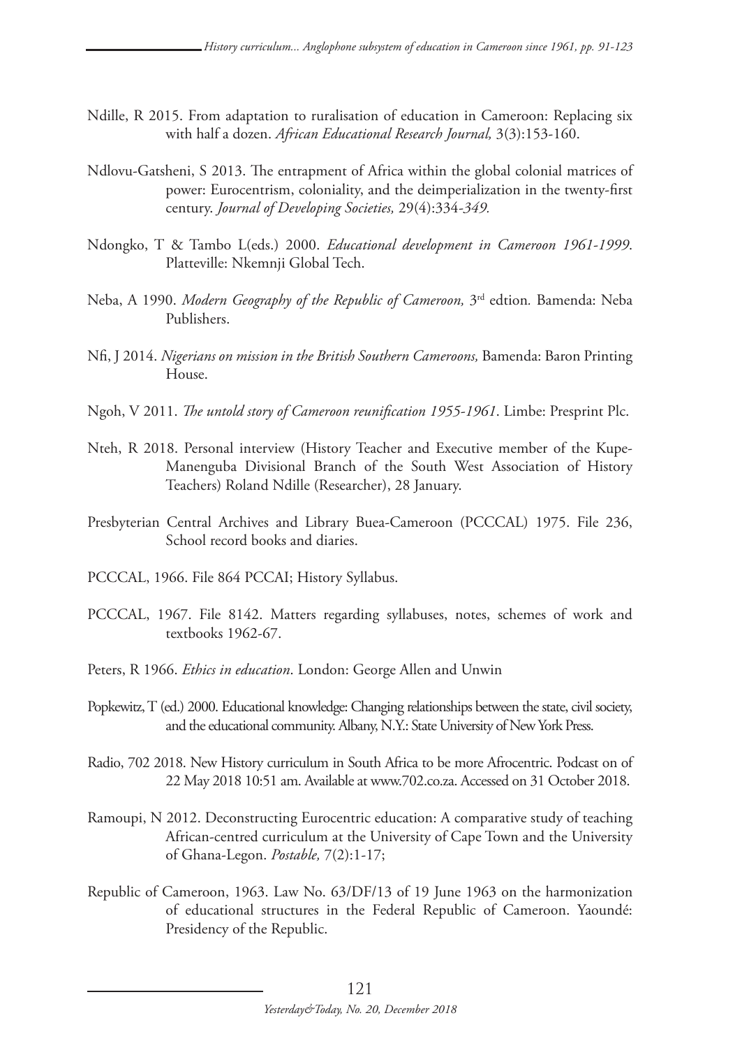Ndille, R 2015. From adaptation to ruralisation of education in Cameroon: Replacing six with half a dozen. *African Educational Research Journal,* 3(3):153-160.

Ndlovu-Gatsheni, S 2013. The entrapment of Africa within the global colonial matrices of power: Eurocentrism, coloniality, and the deimperialization in the twenty-first century. *Journal of Developing Societies,* 29(4):334-*349*.

Ndongko, T & Tambo L(eds.) 2000. *Educational development in Cameroon 1961-1999*. Platteville: Nkemnji Global Tech.

Neba, A 1990. *Modern Geography of the Republic of Cameroon,* 3rd edtion*.* Bamenda: Neba Publishers.

Nfi, J 2014. *Nigerians on mission in the British Southern Cameroons,* Bamenda: Baron Printing House.

Ngoh, V 2011. *The untold story of Cameroon reunification 1955-1961*. Limbe: Presprint Plc.

Nteh, R 2018. Personal interview (History Teacher and Executive member of the Kupe-Manenguba Divisional Branch of the South West Association of History Teachers) Roland Ndille (Researcher), 28 January.

Presbyterian Central Archives and Library Buea-Cameroon (PCCCAL) 1975. File 236, School record books and diaries.

PCCCAL, 1966. File 864 PCCAI; History Syllabus.

PCCCAL, 1967. File 8142. Matters regarding syllabuses, notes, schemes of work and textbooks 1962-67.

Peters, R 1966. *Ethics in education*. London: George Allen and Unwin

Popkewitz, T (ed.) 2000. Educational knowledge: Changing relationships between the state, civil society, and the educational community. Albany, N.Y.: State University of New York Press.

Radio, 702 2018. New History curriculum in South Africa to be more Afrocentric. Podcast on of 22 May 2018 10:51 am. Available at www.702.co.za. Accessed on 31 October 2018.

Ramoupi, N 2012. Deconstructing Eurocentric education: A comparative study of teaching African-centred curriculum at the University of Cape Town and the University of Ghana-Legon. *Postable,* 7(2):1-17;

Republic of Cameroon, 1963. Law No. 63/DF/13 of 19 June 1963 on the harmonization of educational structures in the Federal Republic of Cameroon. Yaoundé: Presidency of the Republic.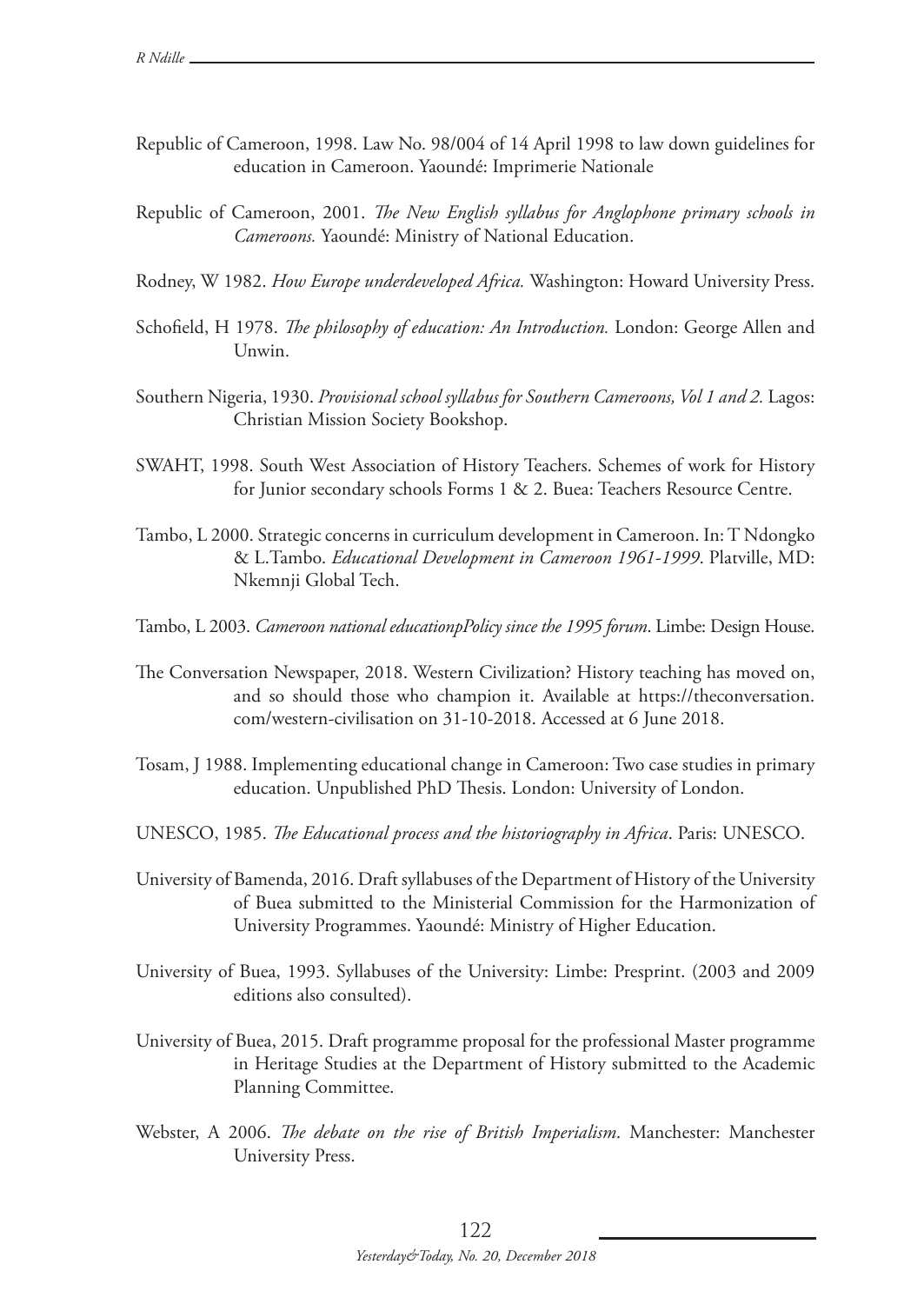Republic of Cameroon, 1998. Law No. 98/004 of 14 April 1998 to law down guidelines for education in Cameroon. Yaoundé: Imprimerie Nationale

Republic of Cameroon, 2001. *The New English syllabus for Anglophone primary schools in Cameroons.* Yaoundé: Ministry of National Education.

Rodney, W 1982. *How Europe underdeveloped Africa.* Washington: Howard University Press.

Schofield, H 1978. *The philosophy of education: An Introduction.* London: George Allen and Unwin.

Southern Nigeria, 1930. *Provisional school syllabus for Southern Cameroons, Vol 1 and 2.* Lagos: Christian Mission Society Bookshop.

SWAHT, 1998. South West Association of History Teachers. Schemes of work for History for Junior secondary schools Forms 1 & 2. Buea: Teachers Resource Centre.

Tambo, L 2000. Strategic concerns in curriculum development in Cameroon. In: T Ndongko & L.Tambo. *Educational Development in Cameroon 1961-1999*. Platville, MD: Nkemnji Global Tech.

Tambo, L 2003. *Cameroon national educationpPolicy since the 1995 forum*. Limbe: Design House.

The Conversation Newspaper, 2018. Western Civilization? History teaching has moved on, and so should those who champion it. Available at https://theconversation.com/western-civilisation on 31-10-2018. Accessed at 6 June 2018.

Tosam, J 1988. Implementing educational change in Cameroon: Two case studies in primary education. Unpublished PhD Thesis. London: University of London.

UNESCO, 1985. *The Educational process and the historiography in Africa*. Paris: UNESCO.

University of Bamenda, 2016. Draft syllabuses of the Department of History of the University of Buea submitted to the Ministerial Commission for the Harmonization of University Programmes. Yaoundé: Ministry of Higher Education.

University of Buea, 1993. Syllabuses of the University: Limbe: Presprint. (2003 and 2009 editions also consulted).

University of Buea, 2015. Draft programme proposal for the professional Master programme in Heritage Studies at the Department of History submitted to the Academic Planning Committee.

Webster, A 2006. *The debate on the rise of British Imperialism*. Manchester: Manchester University Press.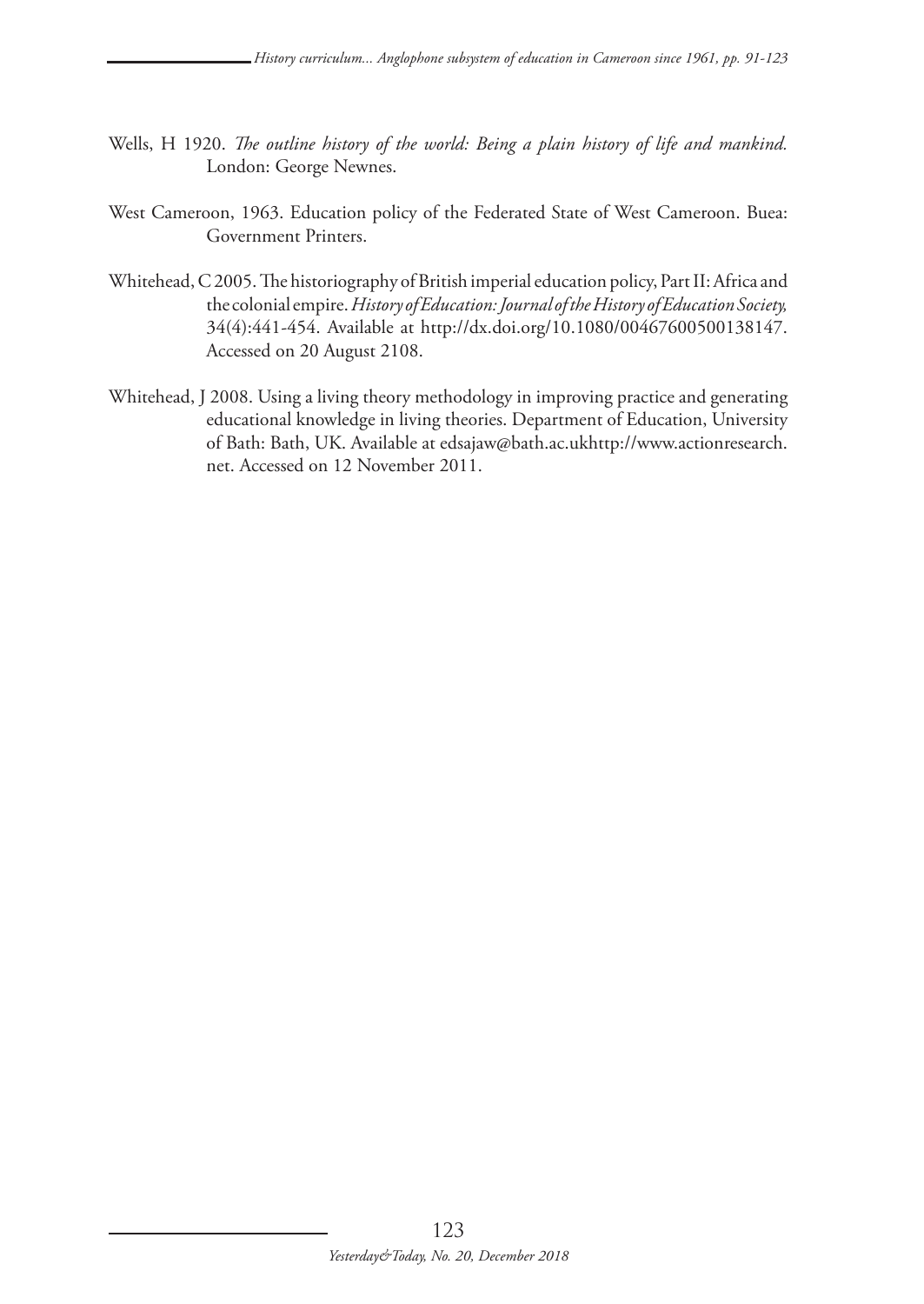Wells, H 1920. *The outline history of the world: Being a plain history of life and mankind.* London: George Newnes.

West Cameroon, 1963. Education policy of the Federated State of West Cameroon. Buea: Government Printers.

Whitehead, C 2005. The historiography of British imperial education policy, Part II: Africa and the colonial empire. *History of Education: Journal of the History of Education Society,* 34(4):441-454. Available at http://dx.doi.org/10.1080/00467600500138147. Accessed on 20 August 2108.

Whitehead, J 2008. Using a living theory methodology in improving practice and generating educational knowledge in living theories. Department of Education, University of Bath: Bath, UK. Available at edsajaw@bath.ac.ukhttp://www.actionresearch.net. Accessed on 12 November 2011.